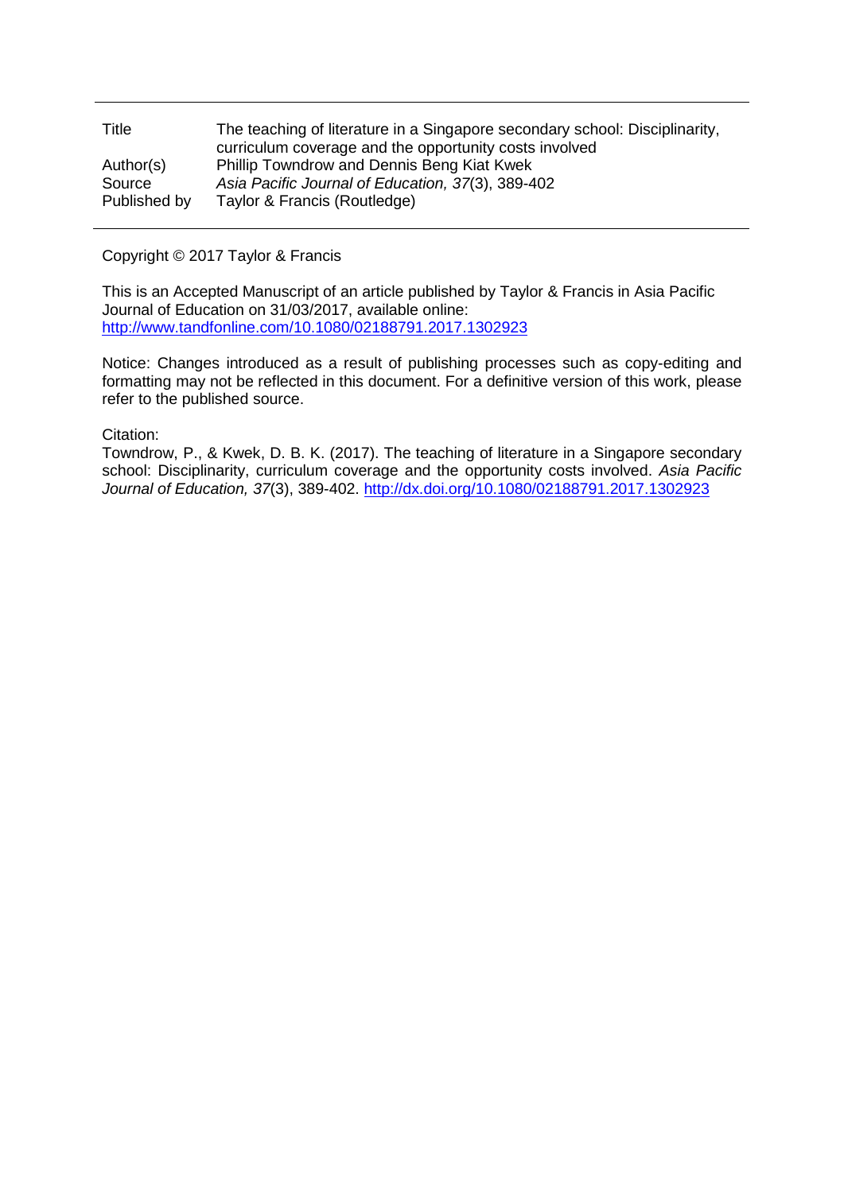| | |
|---|---|
| Title | The teaching of literature in a Singapore secondary school: Disciplinarity, curriculum coverage and the opportunity costs involved |
| Author(s) | Phillip Towndrow and Dennis Beng Kiat Kwek |
| Source | *Asia Pacific Journal of Education, 37*(3), 389-402 |
| Published by | Taylor & Francis (Routledge) |

Copyright © 2017 Taylor & Francis

This is an Accepted Manuscript of an article published by Taylor & Francis in Asia Pacific Journal of Education on 31/03/2017, available online: http://www.tandfonline.com/10.1080/02188791.2017.1302923

Notice: Changes introduced as a result of publishing processes such as copy-editing and formatting may not be reflected in this document. For a definitive version of this work, please refer to the published source.

Citation:
Towndrow, P., & Kwek, D. B. K. (2017). The teaching of literature in a Singapore secondary school: Disciplinarity, curriculum coverage and the opportunity costs involved. *Asia Pacific Journal of Education, 37*(3), 389-402. http://dx.doi.org/10.1080/02188791.2017.1302923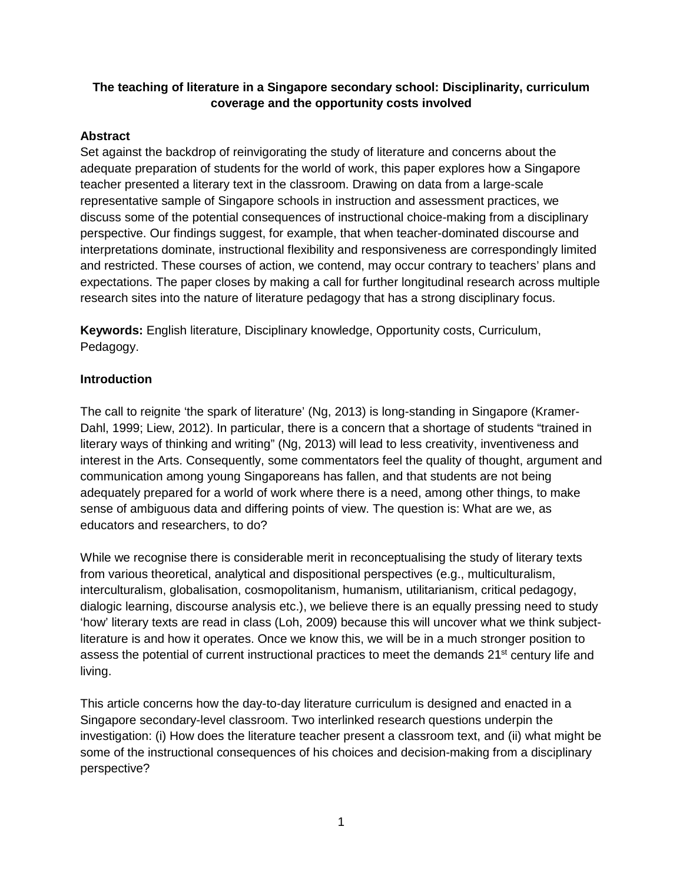**The teaching of literature in a Singapore secondary school: Disciplinarity, curriculum coverage and the opportunity costs involved**

## Abstract

Set against the backdrop of reinvigorating the study of literature and concerns about the adequate preparation of students for the world of work, this paper explores how a Singapore teacher presented a literary text in the classroom. Drawing on data from a large-scale representative sample of Singapore schools in instruction and assessment practices, we discuss some of the potential consequences of instructional choice-making from a disciplinary perspective. Our findings suggest, for example, that when teacher-dominated discourse and interpretations dominate, instructional flexibility and responsiveness are correspondingly limited and restricted. These courses of action, we contend, may occur contrary to teachers' plans and expectations. The paper closes by making a call for further longitudinal research across multiple research sites into the nature of literature pedagogy that has a strong disciplinary focus.

**Keywords:** English literature, Disciplinary knowledge, Opportunity costs, Curriculum, Pedagogy.

## Introduction

The call to reignite 'the spark of literature' (Ng, 2013) is long-standing in Singapore (Kramer-Dahl, 1999; Liew, 2012). In particular, there is a concern that a shortage of students "trained in literary ways of thinking and writing" (Ng, 2013) will lead to less creativity, inventiveness and interest in the Arts. Consequently, some commentators feel the quality of thought, argument and communication among young Singaporeans has fallen, and that students are not being adequately prepared for a world of work where there is a need, among other things, to make sense of ambiguous data and differing points of view. The question is: What are we, as educators and researchers, to do?

While we recognise there is considerable merit in reconceptualising the study of literary texts from various theoretical, analytical and dispositional perspectives (e.g., multiculturalism, interculturalism, globalisation, cosmopolitanism, humanism, utilitarianism, critical pedagogy, dialogic learning, discourse analysis etc.), we believe there is an equally pressing need to study 'how' literary texts are read in class (Loh, 2009) because this will uncover what we think subject-literature is and how it operates. Once we know this, we will be in a much stronger position to assess the potential of current instructional practices to meet the demands 21st century life and living.

This article concerns how the day-to-day literature curriculum is designed and enacted in a Singapore secondary-level classroom. Two interlinked research questions underpin the investigation: (i) How does the literature teacher present a classroom text, and (ii) what might be some of the instructional consequences of his choices and decision-making from a disciplinary perspective?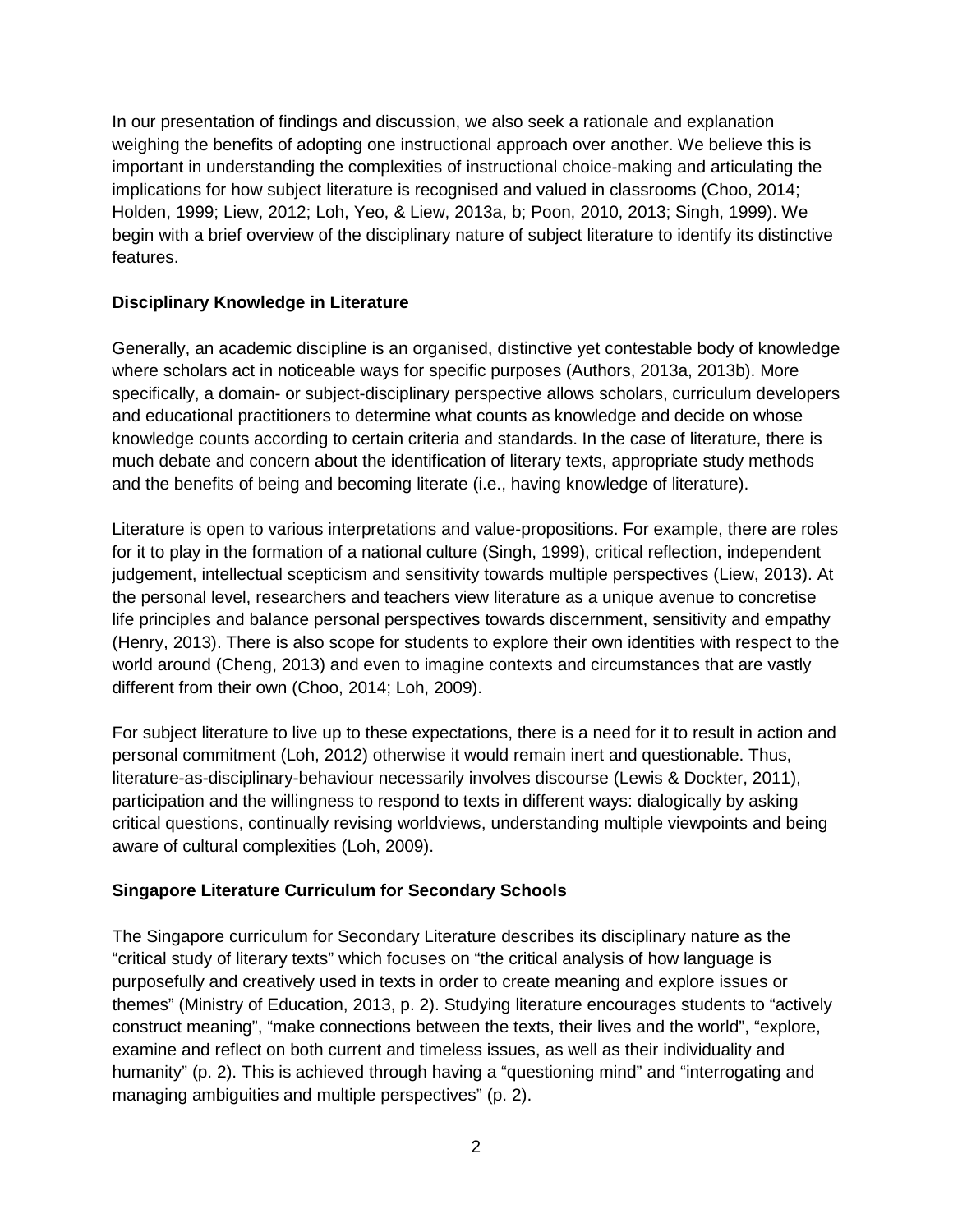In our presentation of findings and discussion, we also seek a rationale and explanation weighing the benefits of adopting one instructional approach over another. We believe this is important in understanding the complexities of instructional choice-making and articulating the implications for how subject literature is recognised and valued in classrooms (Choo, 2014; Holden, 1999; Liew, 2012; Loh, Yeo, & Liew, 2013a, b; Poon, 2010, 2013; Singh, 1999). We begin with a brief overview of the disciplinary nature of subject literature to identify its distinctive features.

## Disciplinary Knowledge in Literature

Generally, an academic discipline is an organised, distinctive yet contestable body of knowledge where scholars act in noticeable ways for specific purposes (Authors, 2013a, 2013b). More specifically, a domain- or subject-disciplinary perspective allows scholars, curriculum developers and educational practitioners to determine what counts as knowledge and decide on whose knowledge counts according to certain criteria and standards. In the case of literature, there is much debate and concern about the identification of literary texts, appropriate study methods and the benefits of being and becoming literate (i.e., having knowledge of literature).

Literature is open to various interpretations and value-propositions. For example, there are roles for it to play in the formation of a national culture (Singh, 1999), critical reflection, independent judgement, intellectual scepticism and sensitivity towards multiple perspectives (Liew, 2013). At the personal level, researchers and teachers view literature as a unique avenue to concretise life principles and balance personal perspectives towards discernment, sensitivity and empathy (Henry, 2013). There is also scope for students to explore their own identities with respect to the world around (Cheng, 2013) and even to imagine contexts and circumstances that are vastly different from their own (Choo, 2014; Loh, 2009).

For subject literature to live up to these expectations, there is a need for it to result in action and personal commitment (Loh, 2012) otherwise it would remain inert and questionable. Thus, literature-as-disciplinary-behaviour necessarily involves discourse (Lewis & Dockter, 2011), participation and the willingness to respond to texts in different ways: dialogically by asking critical questions, continually revising worldviews, understanding multiple viewpoints and being aware of cultural complexities (Loh, 2009).

## Singapore Literature Curriculum for Secondary Schools

The Singapore curriculum for Secondary Literature describes its disciplinary nature as the "critical study of literary texts" which focuses on "the critical analysis of how language is purposefully and creatively used in texts in order to create meaning and explore issues or themes" (Ministry of Education, 2013, p. 2). Studying literature encourages students to "actively construct meaning", "make connections between the texts, their lives and the world", "explore, examine and reflect on both current and timeless issues, as well as their individuality and humanity" (p. 2). This is achieved through having a "questioning mind" and "interrogating and managing ambiguities and multiple perspectives" (p. 2).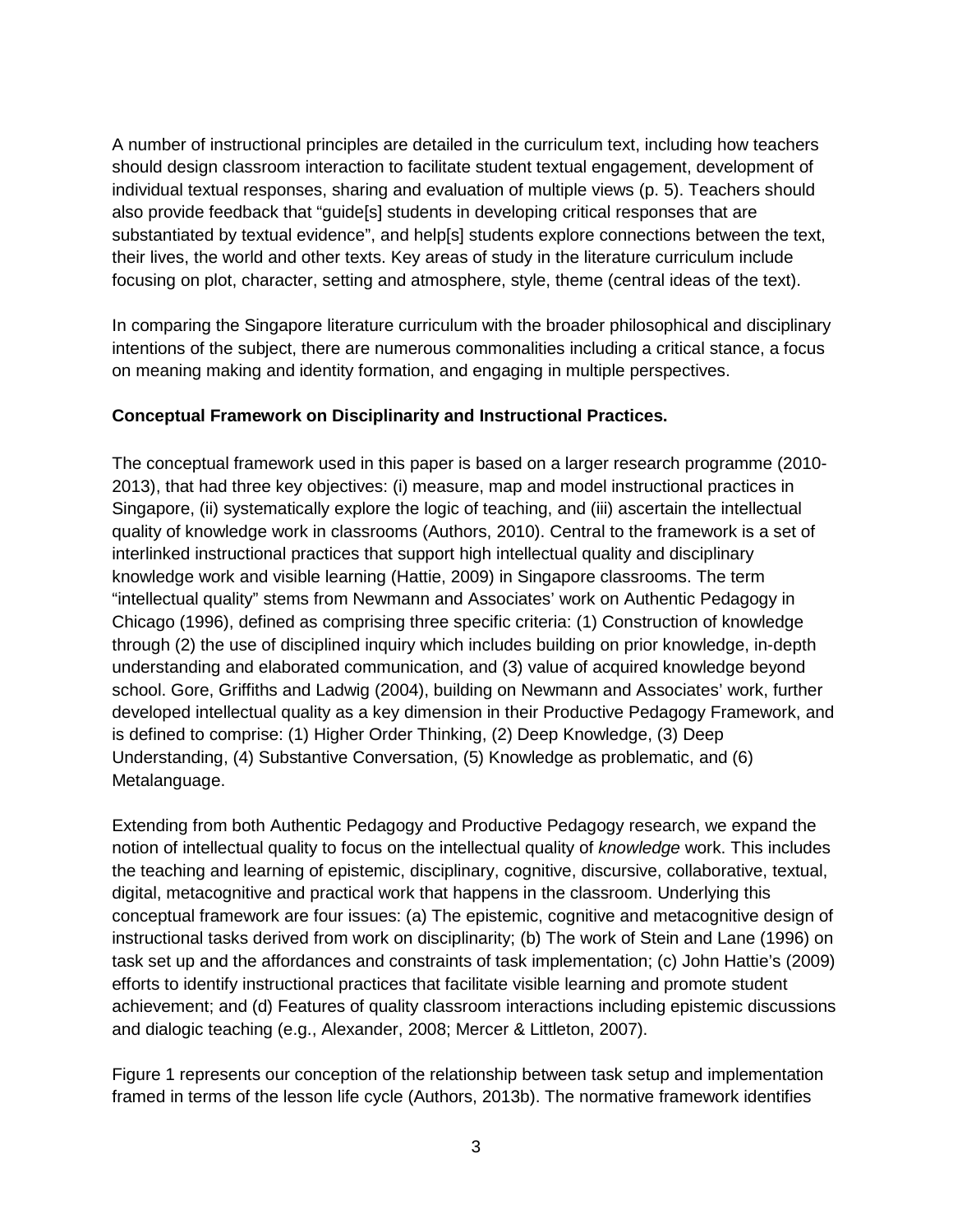A number of instructional principles are detailed in the curriculum text, including how teachers should design classroom interaction to facilitate student textual engagement, development of individual textual responses, sharing and evaluation of multiple views (p. 5). Teachers should also provide feedback that "guide[s] students in developing critical responses that are substantiated by textual evidence", and help[s] students explore connections between the text, their lives, the world and other texts. Key areas of study in the literature curriculum include focusing on plot, character, setting and atmosphere, style, theme (central ideas of the text).

In comparing the Singapore literature curriculum with the broader philosophical and disciplinary intentions of the subject, there are numerous commonalities including a critical stance, a focus on meaning making and identity formation, and engaging in multiple perspectives.

**Conceptual Framework on Disciplinarity and Instructional Practices.**

The conceptual framework used in this paper is based on a larger research programme (2010-2013), that had three key objectives: (i) measure, map and model instructional practices in Singapore, (ii) systematically explore the logic of teaching, and (iii) ascertain the intellectual quality of knowledge work in classrooms (Authors, 2010). Central to the framework is a set of interlinked instructional practices that support high intellectual quality and disciplinary knowledge work and visible learning (Hattie, 2009) in Singapore classrooms. The term "intellectual quality" stems from Newmann and Associates' work on Authentic Pedagogy in Chicago (1996), defined as comprising three specific criteria: (1) Construction of knowledge through (2) the use of disciplined inquiry which includes building on prior knowledge, in-depth understanding and elaborated communication, and (3) value of acquired knowledge beyond school. Gore, Griffiths and Ladwig (2004), building on Newmann and Associates' work, further developed intellectual quality as a key dimension in their Productive Pedagogy Framework, and is defined to comprise: (1) Higher Order Thinking, (2) Deep Knowledge, (3) Deep Understanding, (4) Substantive Conversation, (5) Knowledge as problematic, and (6) Metalanguage.

Extending from both Authentic Pedagogy and Productive Pedagogy research, we expand the notion of intellectual quality to focus on the intellectual quality of *knowledge* work. This includes the teaching and learning of epistemic, disciplinary, cognitive, discursive, collaborative, textual, digital, metacognitive and practical work that happens in the classroom. Underlying this conceptual framework are four issues: (a) The epistemic, cognitive and metacognitive design of instructional tasks derived from work on disciplinarity; (b) The work of Stein and Lane (1996) on task set up and the affordances and constraints of task implementation; (c) John Hattie's (2009) efforts to identify instructional practices that facilitate visible learning and promote student achievement; and (d) Features of quality classroom interactions including epistemic discussions and dialogic teaching (e.g., Alexander, 2008; Mercer & Littleton, 2007).

Figure 1 represents our conception of the relationship between task setup and implementation framed in terms of the lesson life cycle (Authors, 2013b). The normative framework identifies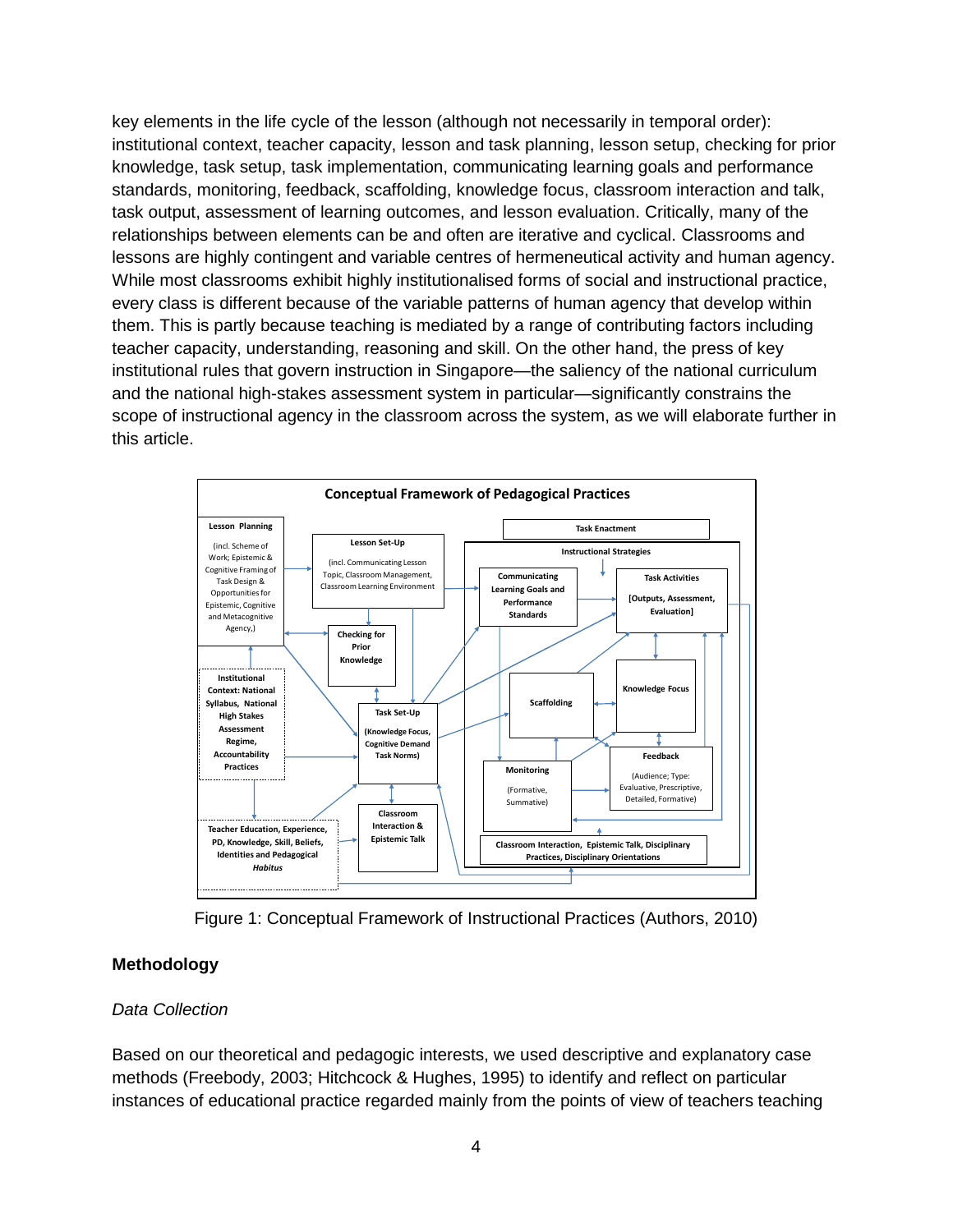key elements in the life cycle of the lesson (although not necessarily in temporal order): institutional context, teacher capacity, lesson and task planning, lesson setup, checking for prior knowledge, task setup, task implementation, communicating learning goals and performance standards, monitoring, feedback, scaffolding, knowledge focus, classroom interaction and talk, task output, assessment of learning outcomes, and lesson evaluation. Critically, many of the relationships between elements can be and often are iterative and cyclical. Classrooms and lessons are highly contingent and variable centres of hermeneutical activity and human agency. While most classrooms exhibit highly institutionalised forms of social and instructional practice, every class is different because of the variable patterns of human agency that develop within them. This is partly because teaching is mediated by a range of contributing factors including teacher capacity, understanding, reasoning and skill. On the other hand, the press of key institutional rules that govern instruction in Singapore—the saliency of the national curriculum and the national high-stakes assessment system in particular—significantly constrains the scope of instructional agency in the classroom across the system, as we will elaborate further in this article.

Figure 1: Conceptual Framework of Instructional Practices (Authors, 2010)

## Methodology

### *Data Collection*

Based on our theoretical and pedagogic interests, we used descriptive and explanatory case methods (Freebody, 2003; Hitchcock & Hughes, 1995) to identify and reflect on particular instances of educational practice regarded mainly from the points of view of teachers teaching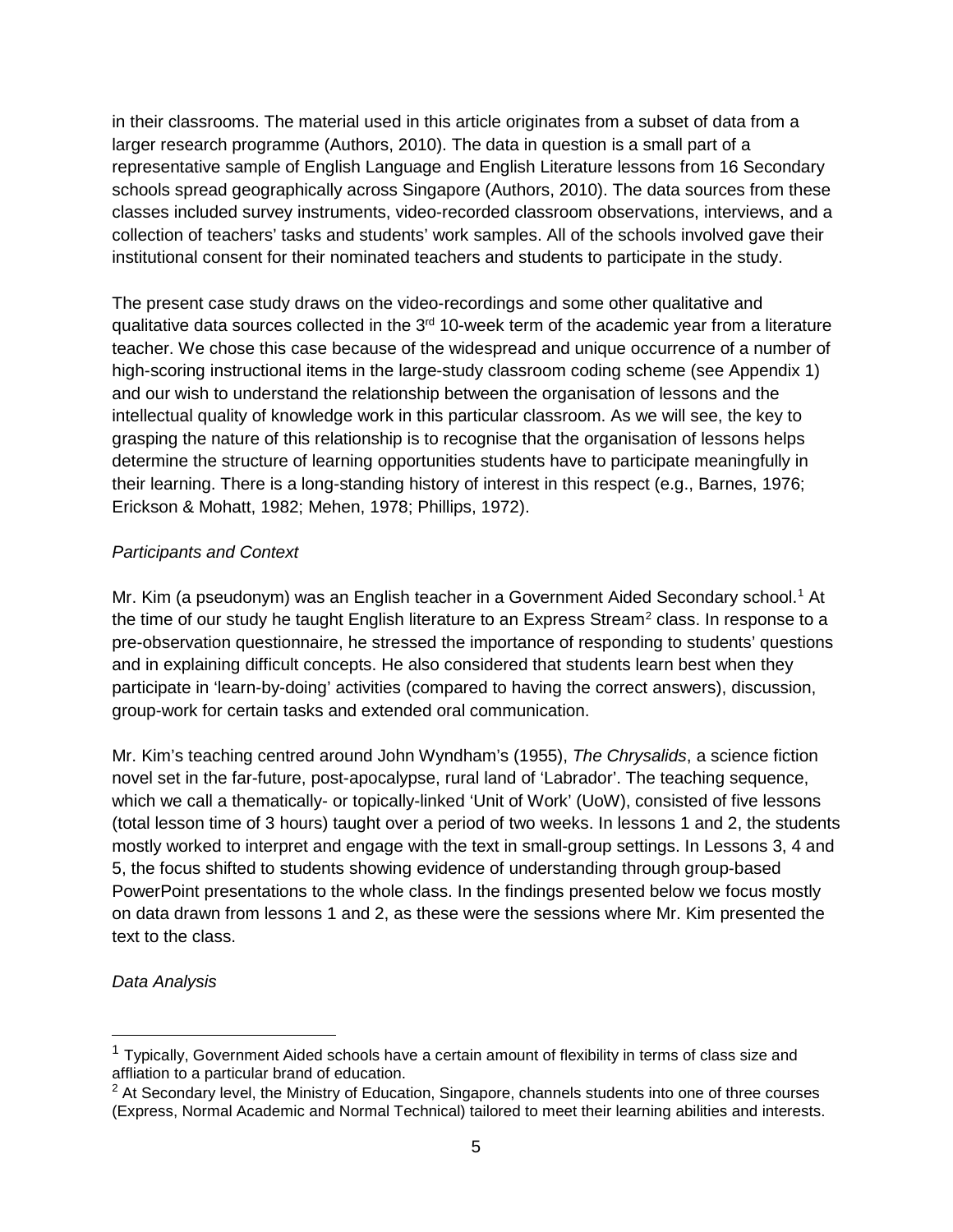in their classrooms. The material used in this article originates from a subset of data from a larger research programme (Authors, 2010). The data in question is a small part of a representative sample of English Language and English Literature lessons from 16 Secondary schools spread geographically across Singapore (Authors, 2010). The data sources from these classes included survey instruments, video-recorded classroom observations, interviews, and a collection of teachers' tasks and students' work samples. All of the schools involved gave their institutional consent for their nominated teachers and students to participate in the study.

The present case study draws on the video-recordings and some other qualitative and qualitative data sources collected in the 3rd 10-week term of the academic year from a literature teacher. We chose this case because of the widespread and unique occurrence of a number of high-scoring instructional items in the large-study classroom coding scheme (see Appendix 1) and our wish to understand the relationship between the organisation of lessons and the intellectual quality of knowledge work in this particular classroom. As we will see, the key to grasping the nature of this relationship is to recognise that the organisation of lessons helps determine the structure of learning opportunities students have to participate meaningfully in their learning. There is a long-standing history of interest in this respect (e.g., Barnes, 1976; Erickson & Mohatt, 1982; Mehen, 1978; Phillips, 1972).

*Participants and Context*

Mr. Kim (a pseudonym) was an English teacher in a Government Aided Secondary school.[1] At the time of our study he taught English literature to an Express Stream[2] class. In response to a pre-observation questionnaire, he stressed the importance of responding to students' questions and in explaining difficult concepts. He also considered that students learn best when they participate in 'learn-by-doing' activities (compared to having the correct answers), discussion, group-work for certain tasks and extended oral communication.

Mr. Kim's teaching centred around John Wyndham's (1955), *The Chrysalids*, a science fiction novel set in the far-future, post-apocalypse, rural land of 'Labrador'. The teaching sequence, which we call a thematically- or topically-linked 'Unit of Work' (UoW), consisted of five lessons (total lesson time of 3 hours) taught over a period of two weeks. In lessons 1 and 2, the students mostly worked to interpret and engage with the text in small-group settings. In Lessons 3, 4 and 5, the focus shifted to students showing evidence of understanding through group-based PowerPoint presentations to the whole class. In the findings presented below we focus mostly on data drawn from lessons 1 and 2, as these were the sessions where Mr. Kim presented the text to the class.

*Data Analysis*

---

[1] Typically, Government Aided schools have a certain amount of flexibility in terms of class size and affliation to a particular brand of education.

[2] At Secondary level, the Ministry of Education, Singapore, channels students into one of three courses (Express, Normal Academic and Normal Technical) tailored to meet their learning abilities and interests.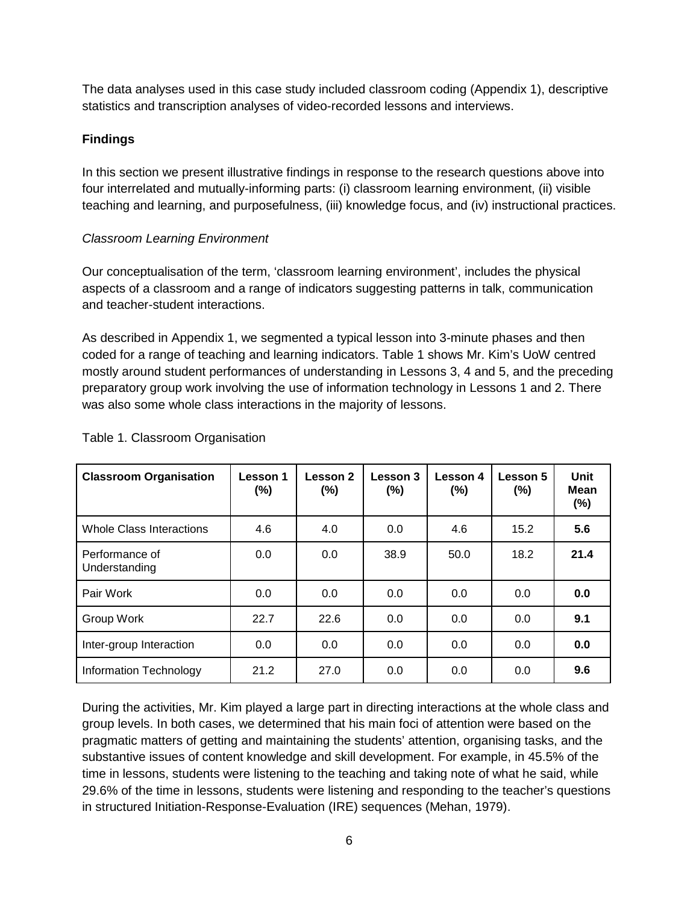The data analyses used in this case study included classroom coding (Appendix 1), descriptive statistics and transcription analyses of video-recorded lessons and interviews.

## Findings

In this section we present illustrative findings in response to the research questions above into four interrelated and mutually-informing parts: (i) classroom learning environment, (ii) visible teaching and learning, and purposefulness, (iii) knowledge focus, and (iv) instructional practices.

### *Classroom Learning Environment*

Our conceptualisation of the term, 'classroom learning environment', includes the physical aspects of a classroom and a range of indicators suggesting patterns in talk, communication and teacher-student interactions.

As described in Appendix 1, we segmented a typical lesson into 3-minute phases and then coded for a range of teaching and learning indicators. Table 1 shows Mr. Kim's UoW centred mostly around student performances of understanding in Lessons 3, 4 and 5, and the preceding preparatory group work involving the use of information technology in Lessons 1 and 2. There was also some whole class interactions in the majority of lessons.

Table 1. Classroom Organisation

| **Classroom Organisation** | **Lesson 1 (%)** | **Lesson 2 (%)** | **Lesson 3 (%)** | **Lesson 4 (%)** | **Lesson 5 (%)** | **Unit Mean (%)** |
|---|---|---|---|---|---|---|
| Whole Class Interactions | 4.6 | 4.0 | 0.0 | 4.6 | 15.2 | **5.6** |
| Performance of Understanding | 0.0 | 0.0 | 38.9 | 50.0 | 18.2 | **21.4** |
| Pair Work | 0.0 | 0.0 | 0.0 | 0.0 | 0.0 | **0.0** |
| Group Work | 22.7 | 22.6 | 0.0 | 0.0 | 0.0 | **9.1** |
| Inter-group Interaction | 0.0 | 0.0 | 0.0 | 0.0 | 0.0 | **0.0** |
| Information Technology | 21.2 | 27.0 | 0.0 | 0.0 | 0.0 | **9.6** |

During the activities, Mr. Kim played a large part in directing interactions at the whole class and group levels. In both cases, we determined that his main foci of attention were based on the pragmatic matters of getting and maintaining the students' attention, organising tasks, and the substantive issues of content knowledge and skill development. For example, in 45.5% of the time in lessons, students were listening to the teaching and taking note of what he said, while 29.6% of the time in lessons, students were listening and responding to the teacher's questions in structured Initiation-Response-Evaluation (IRE) sequences (Mehan, 1979).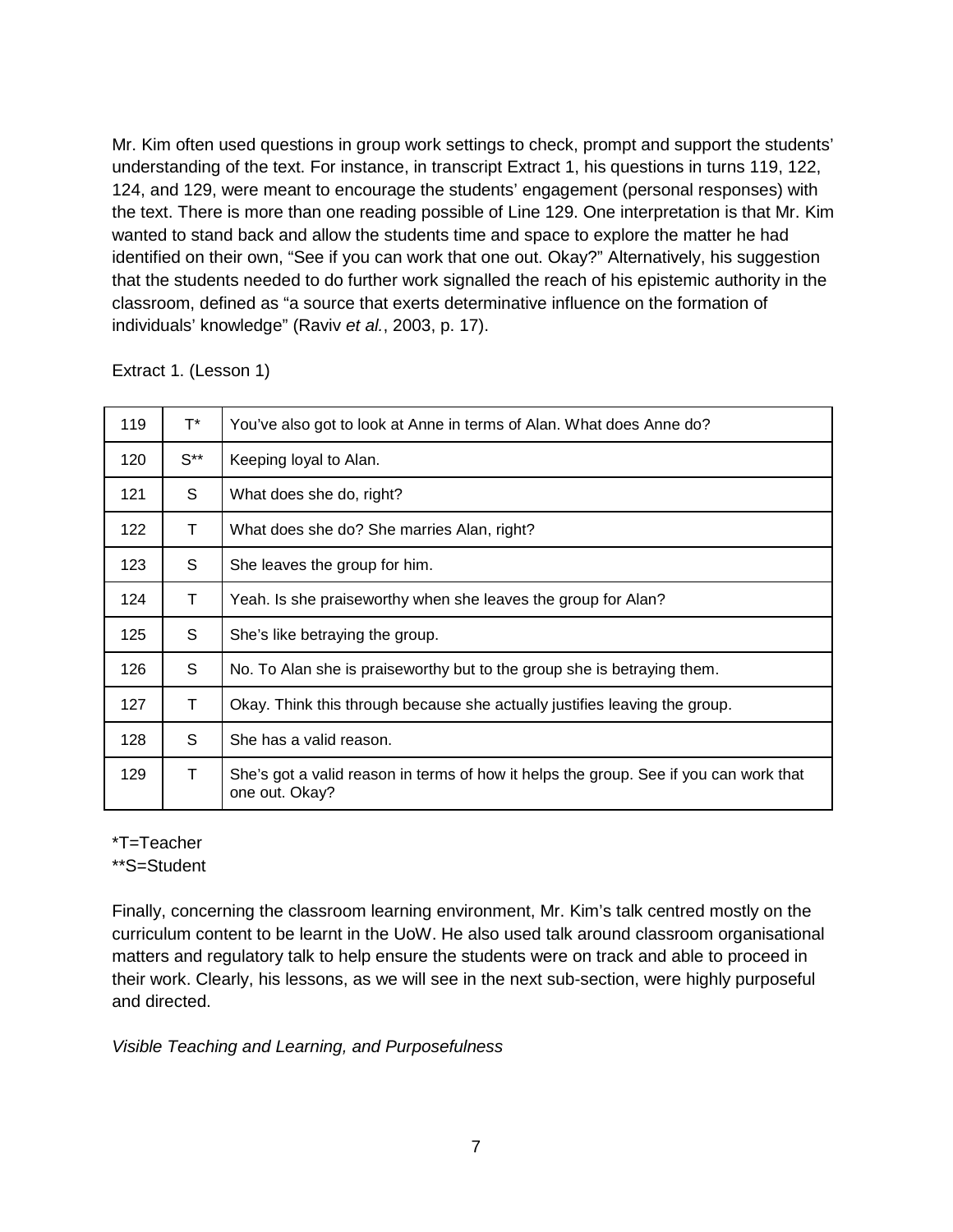Mr. Kim often used questions in group work settings to check, prompt and support the students' understanding of the text. For instance, in transcript Extract 1, his questions in turns 119, 122, 124, and 129, were meant to encourage the students' engagement (personal responses) with the text. There is more than one reading possible of Line 129. One interpretation is that Mr. Kim wanted to stand back and allow the students time and space to explore the matter he had identified on their own, "See if you can work that one out. Okay?" Alternatively, his suggestion that the students needed to do further work signalled the reach of his epistemic authority in the classroom, defined as "a source that exerts determinative influence on the formation of individuals' knowledge" (Raviv *et al.*, 2003, p. 17).

Extract 1. (Lesson 1)

| | | |
|---|---|---|
| 119 | T* | You've also got to look at Anne in terms of Alan. What does Anne do? |
| 120 | S** | Keeping loyal to Alan. |
| 121 | S | What does she do, right? |
| 122 | T | What does she do? She marries Alan, right? |
| 123 | S | She leaves the group for him. |
| 124 | T | Yeah. Is she praiseworthy when she leaves the group for Alan? |
| 125 | S | She's like betraying the group. |
| 126 | S | No. To Alan she is praiseworthy but to the group she is betraying them. |
| 127 | T | Okay. Think this through because she actually justifies leaving the group. |
| 128 | S | She has a valid reason. |
| 129 | T | She's got a valid reason in terms of how it helps the group. See if you can work that one out. Okay? |

*T=Teacher
**S=Student

Finally, concerning the classroom learning environment, Mr. Kim's talk centred mostly on the curriculum content to be learnt in the UoW. He also used talk around classroom organisational matters and regulatory talk to help ensure the students were on track and able to proceed in their work. Clearly, his lessons, as we will see in the next sub-section, were highly purposeful and directed.

*Visible Teaching and Learning, and Purposefulness*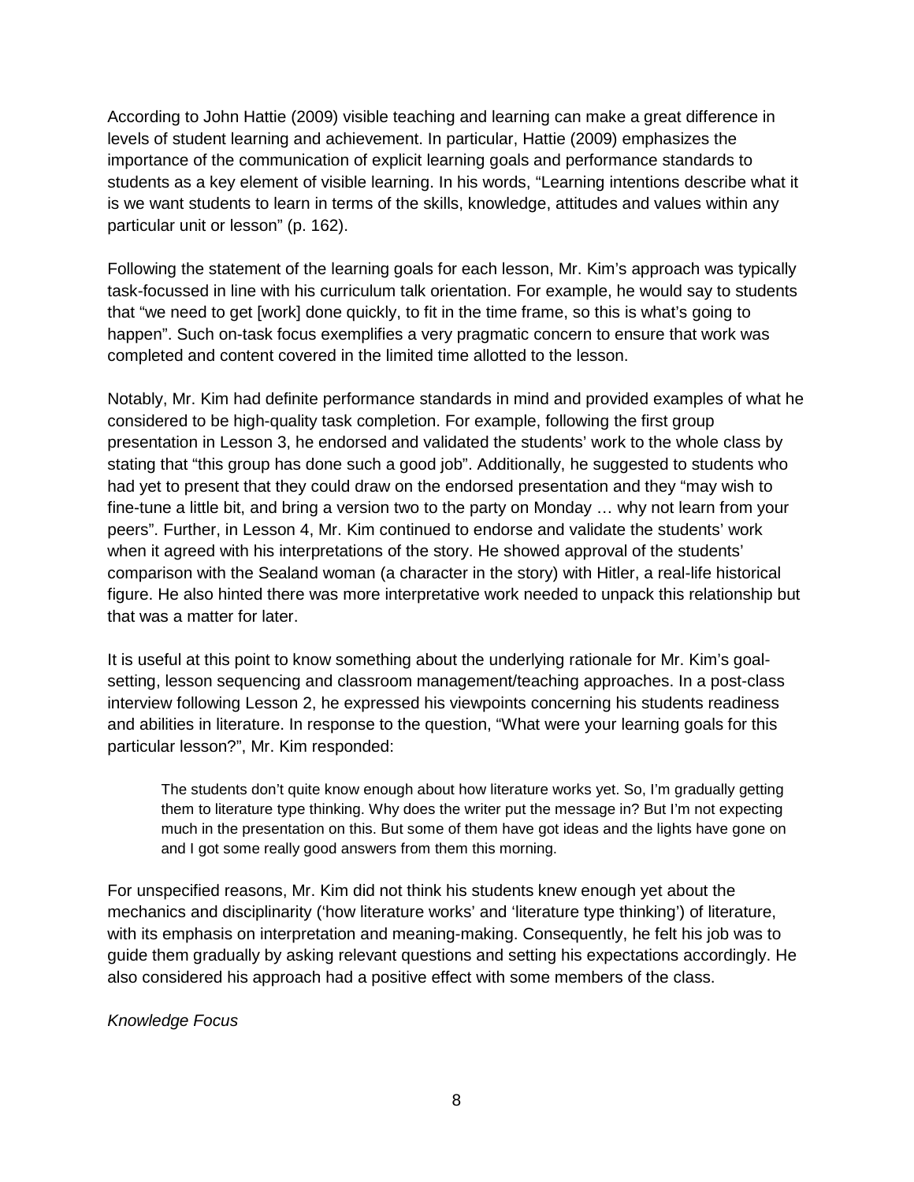According to John Hattie (2009) visible teaching and learning can make a great difference in levels of student learning and achievement. In particular, Hattie (2009) emphasizes the importance of the communication of explicit learning goals and performance standards to students as a key element of visible learning. In his words, "Learning intentions describe what it is we want students to learn in terms of the skills, knowledge, attitudes and values within any particular unit or lesson" (p. 162).

Following the statement of the learning goals for each lesson, Mr. Kim's approach was typically task-focussed in line with his curriculum talk orientation. For example, he would say to students that "we need to get [work] done quickly, to fit in the time frame, so this is what's going to happen". Such on-task focus exemplifies a very pragmatic concern to ensure that work was completed and content covered in the limited time allotted to the lesson.

Notably, Mr. Kim had definite performance standards in mind and provided examples of what he considered to be high-quality task completion. For example, following the first group presentation in Lesson 3, he endorsed and validated the students' work to the whole class by stating that "this group has done such a good job". Additionally, he suggested to students who had yet to present that they could draw on the endorsed presentation and they "may wish to fine-tune a little bit, and bring a version two to the party on Monday … why not learn from your peers". Further, in Lesson 4, Mr. Kim continued to endorse and validate the students' work when it agreed with his interpretations of the story. He showed approval of the students' comparison with the Sealand woman (a character in the story) with Hitler, a real-life historical figure. He also hinted there was more interpretative work needed to unpack this relationship but that was a matter for later.

It is useful at this point to know something about the underlying rationale for Mr. Kim's goal-setting, lesson sequencing and classroom management/teaching approaches. In a post-class interview following Lesson 2, he expressed his viewpoints concerning his students readiness and abilities in literature. In response to the question, "What were your learning goals for this particular lesson?", Mr. Kim responded:

> The students don't quite know enough about how literature works yet. So, I'm gradually getting them to literature type thinking. Why does the writer put the message in? But I'm not expecting much in the presentation on this. But some of them have got ideas and the lights have gone on and I got some really good answers from them this morning.

For unspecified reasons, Mr. Kim did not think his students knew enough yet about the mechanics and disciplinarity ('how literature works' and 'literature type thinking') of literature, with its emphasis on interpretation and meaning-making. Consequently, he felt his job was to guide them gradually by asking relevant questions and setting his expectations accordingly. He also considered his approach had a positive effect with some members of the class.

*Knowledge Focus*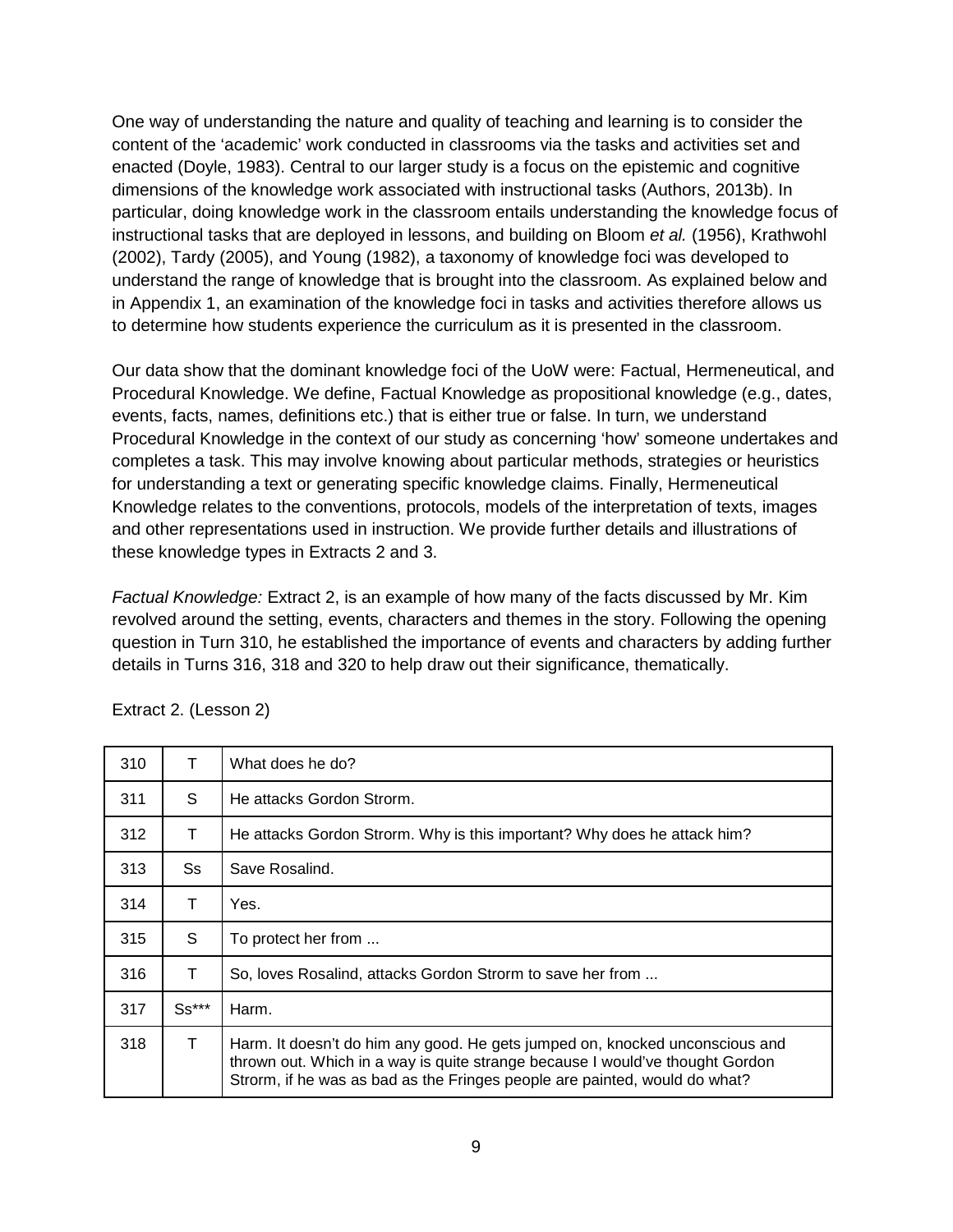One way of understanding the nature and quality of teaching and learning is to consider the content of the 'academic' work conducted in classrooms via the tasks and activities set and enacted (Doyle, 1983). Central to our larger study is a focus on the epistemic and cognitive dimensions of the knowledge work associated with instructional tasks (Authors, 2013b). In particular, doing knowledge work in the classroom entails understanding the knowledge focus of instructional tasks that are deployed in lessons, and building on Bloom *et al.* (1956), Krathwohl (2002), Tardy (2005), and Young (1982), a taxonomy of knowledge foci was developed to understand the range of knowledge that is brought into the classroom. As explained below and in Appendix 1, an examination of the knowledge foci in tasks and activities therefore allows us to determine how students experience the curriculum as it is presented in the classroom.

Our data show that the dominant knowledge foci of the UoW were: Factual, Hermeneutical, and Procedural Knowledge. We define, Factual Knowledge as propositional knowledge (e.g., dates, events, facts, names, definitions etc.) that is either true or false. In turn, we understand Procedural Knowledge in the context of our study as concerning 'how' someone undertakes and completes a task. This may involve knowing about particular methods, strategies or heuristics for understanding a text or generating specific knowledge claims. Finally, Hermeneutical Knowledge relates to the conventions, protocols, models of the interpretation of texts, images and other representations used in instruction. We provide further details and illustrations of these knowledge types in Extracts 2 and 3.

*Factual Knowledge:* Extract 2, is an example of how many of the facts discussed by Mr. Kim revolved around the setting, events, characters and themes in the story. Following the opening question in Turn 310, he established the importance of events and characters by adding further details in Turns 316, 318 and 320 to help draw out their significance, thematically.

Extract 2. (Lesson 2)

| | | |
|---|---|---|
| 310 | T | What does he do? |
| 311 | S | He attacks Gordon Strorm. |
| 312 | T | He attacks Gordon Strorm. Why is this important? Why does he attack him? |
| 313 | Ss | Save Rosalind. |
| 314 | T | Yes. |
| 315 | S | To protect her from ... |
| 316 | T | So, loves Rosalind, attacks Gordon Strorm to save her from ... |
| 317 | Ss*** | Harm. |
| 318 | T | Harm. It doesn't do him any good. He gets jumped on, knocked unconscious and thrown out. Which in a way is quite strange because I would've thought Gordon Strorm, if he was as bad as the Fringes people are painted, would do what? |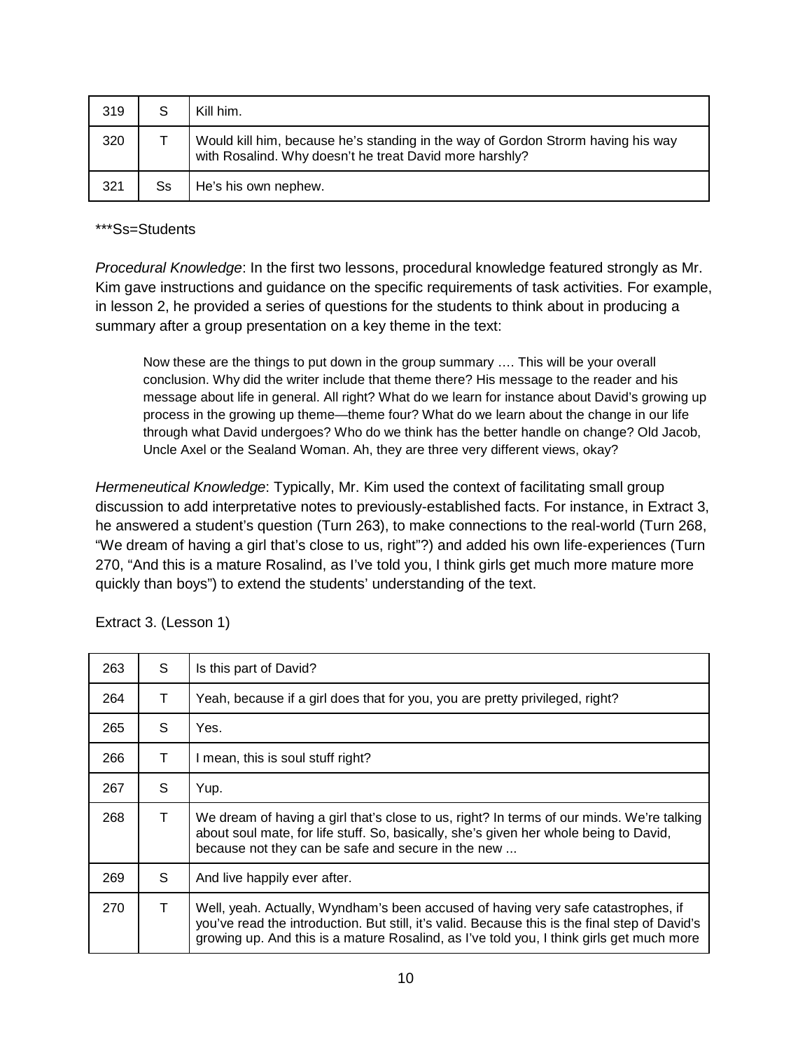| 319 | S | Kill him. |
|---|---|---|
| 320 | T | Would kill him, because he's standing in the way of Gordon Strorm having his way with Rosalind. Why doesn't he treat David more harshly? |
| 321 | Ss | He's his own nephew. |

***Ss=Students

*Procedural Knowledge*: In the first two lessons, procedural knowledge featured strongly as Mr. Kim gave instructions and guidance on the specific requirements of task activities. For example, in lesson 2, he provided a series of questions for the students to think about in producing a summary after a group presentation on a key theme in the text:

> Now these are the things to put down in the group summary …. This will be your overall conclusion. Why did the writer include that theme there? His message to the reader and his message about life in general. All right? What do we learn for instance about David's growing up process in the growing up theme—theme four? What do we learn about the change in our life through what David undergoes? Who do we think has the better handle on change? Old Jacob, Uncle Axel or the Sealand Woman. Ah, they are three very different views, okay?

*Hermeneutical Knowledge*: Typically, Mr. Kim used the context of facilitating small group discussion to add interpretative notes to previously-established facts. For instance, in Extract 3, he answered a student's question (Turn 263), to make connections to the real-world (Turn 268, "We dream of having a girl that's close to us, right"?) and added his own life-experiences (Turn 270, "And this is a mature Rosalind, as I've told you, I think girls get much more mature more quickly than boys") to extend the students' understanding of the text.

Extract 3. (Lesson 1)

| 263 | S | Is this part of David? |
|---|---|---|
| 264 | T | Yeah, because if a girl does that for you, you are pretty privileged, right? |
| 265 | S | Yes. |
| 266 | T | I mean, this is soul stuff right? |
| 267 | S | Yup. |
| 268 | T | We dream of having a girl that's close to us, right? In terms of our minds. We're talking about soul mate, for life stuff. So, basically, she's given her whole being to David, because not they can be safe and secure in the new ... |
| 269 | S | And live happily ever after. |
| 270 | T | Well, yeah. Actually, Wyndham's been accused of having very safe catastrophes, if you've read the introduction. But still, it's valid. Because this is the final step of David's growing up. And this is a mature Rosalind, as I've told you, I think girls get much more |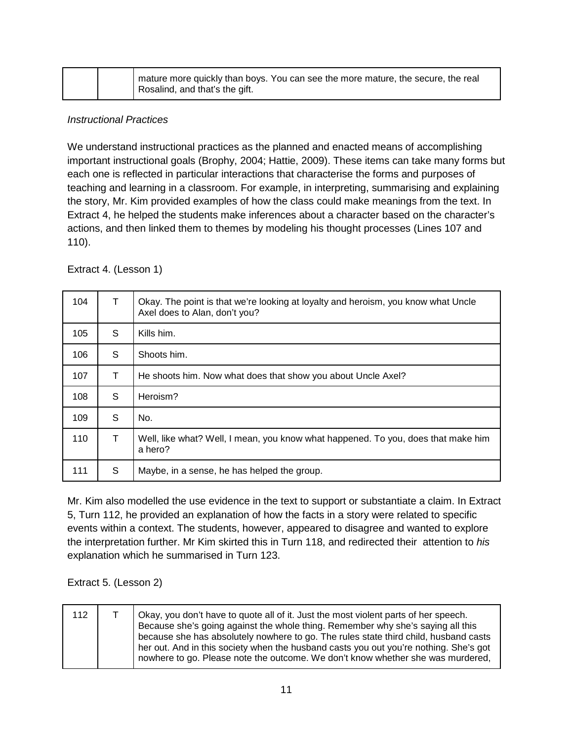|  |  | mature more quickly than boys. You can see the more mature, the secure, the real Rosalind, and that's the gift. |
|---|---|---|

*Instructional Practices*

We understand instructional practices as the planned and enacted means of accomplishing important instructional goals (Brophy, 2004; Hattie, 2009). These items can take many forms but each one is reflected in particular interactions that characterise the forms and purposes of teaching and learning in a classroom. For example, in interpreting, summarising and explaining the story, Mr. Kim provided examples of how the class could make meanings from the text. In Extract 4, he helped the students make inferences about a character based on the character's actions, and then linked them to themes by modeling his thought processes (Lines 107 and 110).

Extract 4. (Lesson 1)

| 104 | T | Okay. The point is that we're looking at loyalty and heroism, you know what Uncle Axel does to Alan, don't you? |
|---|---|---|
| 105 | S | Kills him. |
| 106 | S | Shoots him. |
| 107 | T | He shoots him. Now what does that show you about Uncle Axel? |
| 108 | S | Heroism? |
| 109 | S | No. |
| 110 | T | Well, like what? Well, I mean, you know what happened. To you, does that make him a hero? |
| 111 | S | Maybe, in a sense, he has helped the group. |

Mr. Kim also modelled the use evidence in the text to support or substantiate a claim. In Extract 5, Turn 112, he provided an explanation of how the facts in a story were related to specific events within a context. The students, however, appeared to disagree and wanted to explore the interpretation further. Mr Kim skirted this in Turn 118, and redirected their attention to *his* explanation which he summarised in Turn 123.

Extract 5. (Lesson 2)

| 112 | T | Okay, you don't have to quote all of it. Just the most violent parts of her speech. Because she's going against the whole thing. Remember why she's saying all this because she has absolutely nowhere to go. The rules state third child, husband casts her out. And in this society when the husband casts you out you're nothing. She's got nowhere to go. Please note the outcome. We don't know whether she was murdered, |
|---|---|---|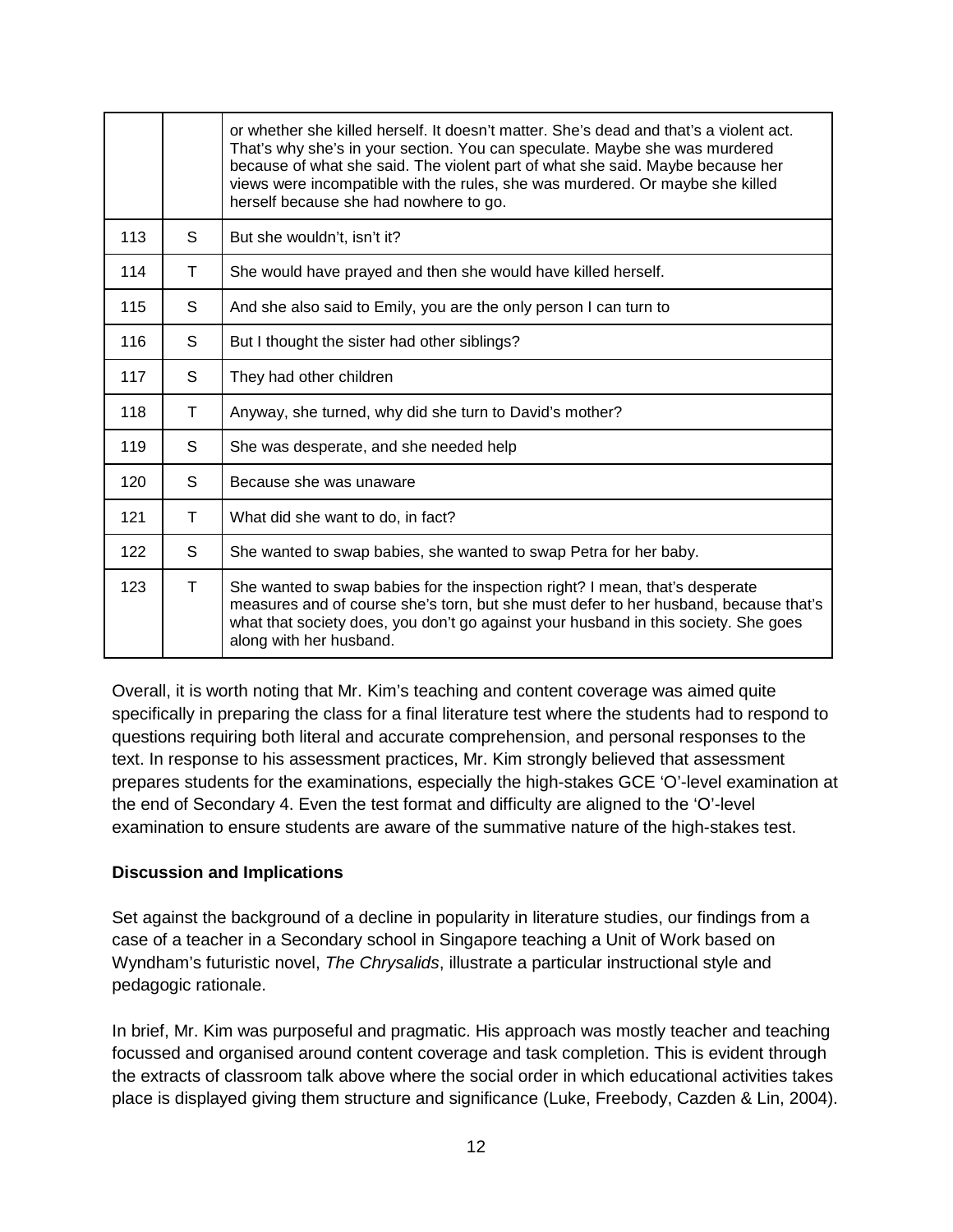| | | |
|---|---|---|
| | | or whether she killed herself. It doesn't matter. She's dead and that's a violent act. That's why she's in your section. You can speculate. Maybe she was murdered because of what she said. The violent part of what she said. Maybe because her views were incompatible with the rules, she was murdered. Or maybe she killed herself because she had nowhere to go. |
| 113 | S | But she wouldn't, isn't it? |
| 114 | T | She would have prayed and then she would have killed herself. |
| 115 | S | And she also said to Emily, you are the only person I can turn to |
| 116 | S | But I thought the sister had other siblings? |
| 117 | S | They had other children |
| 118 | T | Anyway, she turned, why did she turn to David's mother? |
| 119 | S | She was desperate, and she needed help |
| 120 | S | Because she was unaware |
| 121 | T | What did she want to do, in fact? |
| 122 | S | She wanted to swap babies, she wanted to swap Petra for her baby. |
| 123 | T | She wanted to swap babies for the inspection right? I mean, that's desperate measures and of course she's torn, but she must defer to her husband, because that's what that society does, you don't go against your husband in this society. She goes along with her husband. |

Overall, it is worth noting that Mr. Kim's teaching and content coverage was aimed quite specifically in preparing the class for a final literature test where the students had to respond to questions requiring both literal and accurate comprehension, and personal responses to the text. In response to his assessment practices, Mr. Kim strongly believed that assessment prepares students for the examinations, especially the high-stakes GCE 'O'-level examination at the end of Secondary 4. Even the test format and difficulty are aligned to the 'O'-level examination to ensure students are aware of the summative nature of the high-stakes test.

**Discussion and Implications**

Set against the background of a decline in popularity in literature studies, our findings from a case of a teacher in a Secondary school in Singapore teaching a Unit of Work based on Wyndham's futuristic novel, *The Chrysalids*, illustrate a particular instructional style and pedagogic rationale.

In brief, Mr. Kim was purposeful and pragmatic. His approach was mostly teacher and teaching focussed and organised around content coverage and task completion. This is evident through the extracts of classroom talk above where the social order in which educational activities takes place is displayed giving them structure and significance (Luke, Freebody, Cazden & Lin, 2004).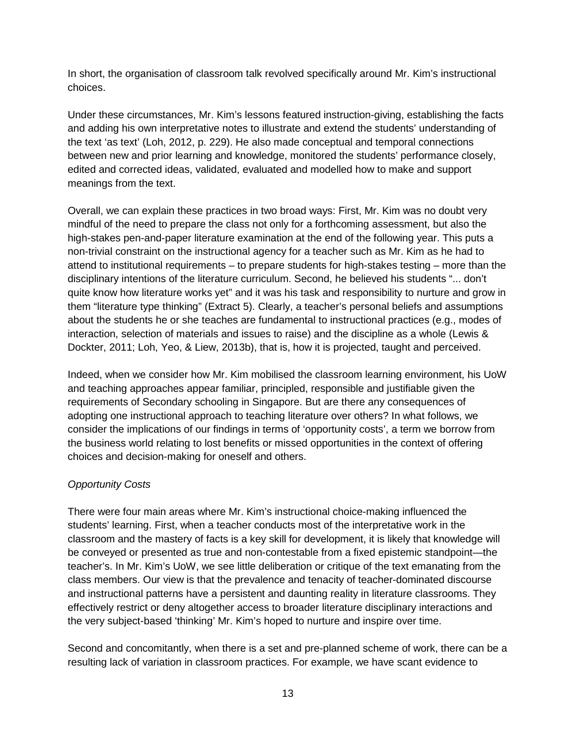In short, the organisation of classroom talk revolved specifically around Mr. Kim's instructional choices.

Under these circumstances, Mr. Kim's lessons featured instruction-giving, establishing the facts and adding his own interpretative notes to illustrate and extend the students' understanding of the text 'as text' (Loh, 2012, p. 229). He also made conceptual and temporal connections between new and prior learning and knowledge, monitored the students' performance closely, edited and corrected ideas, validated, evaluated and modelled how to make and support meanings from the text.

Overall, we can explain these practices in two broad ways: First, Mr. Kim was no doubt very mindful of the need to prepare the class not only for a forthcoming assessment, but also the high-stakes pen-and-paper literature examination at the end of the following year. This puts a non-trivial constraint on the instructional agency for a teacher such as Mr. Kim as he had to attend to institutional requirements – to prepare students for high-stakes testing – more than the disciplinary intentions of the literature curriculum. Second, he believed his students "... don't quite know how literature works yet" and it was his task and responsibility to nurture and grow in them "literature type thinking" (Extract 5). Clearly, a teacher's personal beliefs and assumptions about the students he or she teaches are fundamental to instructional practices (e.g., modes of interaction, selection of materials and issues to raise) and the discipline as a whole (Lewis & Dockter, 2011; Loh, Yeo, & Liew, 2013b), that is, how it is projected, taught and perceived.

Indeed, when we consider how Mr. Kim mobilised the classroom learning environment, his UoW and teaching approaches appear familiar, principled, responsible and justifiable given the requirements of Secondary schooling in Singapore. But are there any consequences of adopting one instructional approach to teaching literature over others? In what follows, we consider the implications of our findings in terms of 'opportunity costs', a term we borrow from the business world relating to lost benefits or missed opportunities in the context of offering choices and decision-making for oneself and others.

*Opportunity Costs*

There were four main areas where Mr. Kim's instructional choice-making influenced the students' learning. First, when a teacher conducts most of the interpretative work in the classroom and the mastery of facts is a key skill for development, it is likely that knowledge will be conveyed or presented as true and non-contestable from a fixed epistemic standpoint—the teacher's. In Mr. Kim's UoW, we see little deliberation or critique of the text emanating from the class members. Our view is that the prevalence and tenacity of teacher-dominated discourse and instructional patterns have a persistent and daunting reality in literature classrooms. They effectively restrict or deny altogether access to broader literature disciplinary interactions and the very subject-based 'thinking' Mr. Kim's hoped to nurture and inspire over time.

Second and concomitantly, when there is a set and pre-planned scheme of work, there can be a resulting lack of variation in classroom practices. For example, we have scant evidence to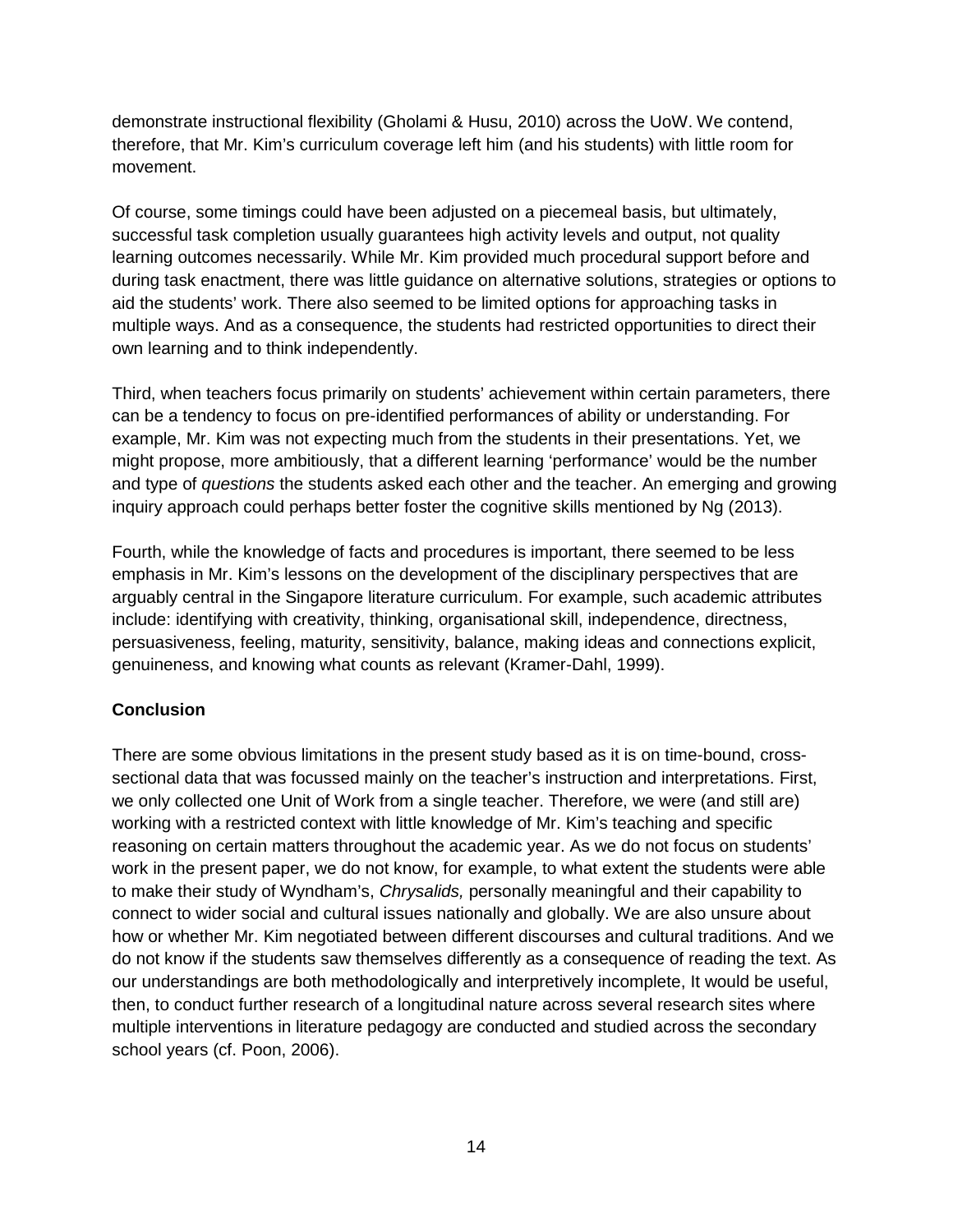demonstrate instructional flexibility (Gholami & Husu, 2010) across the UoW. We contend, therefore, that Mr. Kim's curriculum coverage left him (and his students) with little room for movement.

Of course, some timings could have been adjusted on a piecemeal basis, but ultimately, successful task completion usually guarantees high activity levels and output, not quality learning outcomes necessarily. While Mr. Kim provided much procedural support before and during task enactment, there was little guidance on alternative solutions, strategies or options to aid the students' work. There also seemed to be limited options for approaching tasks in multiple ways. And as a consequence, the students had restricted opportunities to direct their own learning and to think independently.

Third, when teachers focus primarily on students' achievement within certain parameters, there can be a tendency to focus on pre-identified performances of ability or understanding. For example, Mr. Kim was not expecting much from the students in their presentations. Yet, we might propose, more ambitiously, that a different learning 'performance' would be the number and type of *questions* the students asked each other and the teacher. An emerging and growing inquiry approach could perhaps better foster the cognitive skills mentioned by Ng (2013).

Fourth, while the knowledge of facts and procedures is important, there seemed to be less emphasis in Mr. Kim's lessons on the development of the disciplinary perspectives that are arguably central in the Singapore literature curriculum. For example, such academic attributes include: identifying with creativity, thinking, organisational skill, independence, directness, persuasiveness, feeling, maturity, sensitivity, balance, making ideas and connections explicit, genuineness, and knowing what counts as relevant (Kramer-Dahl, 1999).

**Conclusion**

There are some obvious limitations in the present study based as it is on time-bound, cross-sectional data that was focussed mainly on the teacher's instruction and interpretations. First, we only collected one Unit of Work from a single teacher. Therefore, we were (and still are) working with a restricted context with little knowledge of Mr. Kim's teaching and specific reasoning on certain matters throughout the academic year. As we do not focus on students' work in the present paper, we do not know, for example, to what extent the students were able to make their study of Wyndham's, *Chrysalids,* personally meaningful and their capability to connect to wider social and cultural issues nationally and globally. We are also unsure about how or whether Mr. Kim negotiated between different discourses and cultural traditions. And we do not know if the students saw themselves differently as a consequence of reading the text. As our understandings are both methodologically and interpretively incomplete, It would be useful, then, to conduct further research of a longitudinal nature across several research sites where multiple interventions in literature pedagogy are conducted and studied across the secondary school years (cf. Poon, 2006).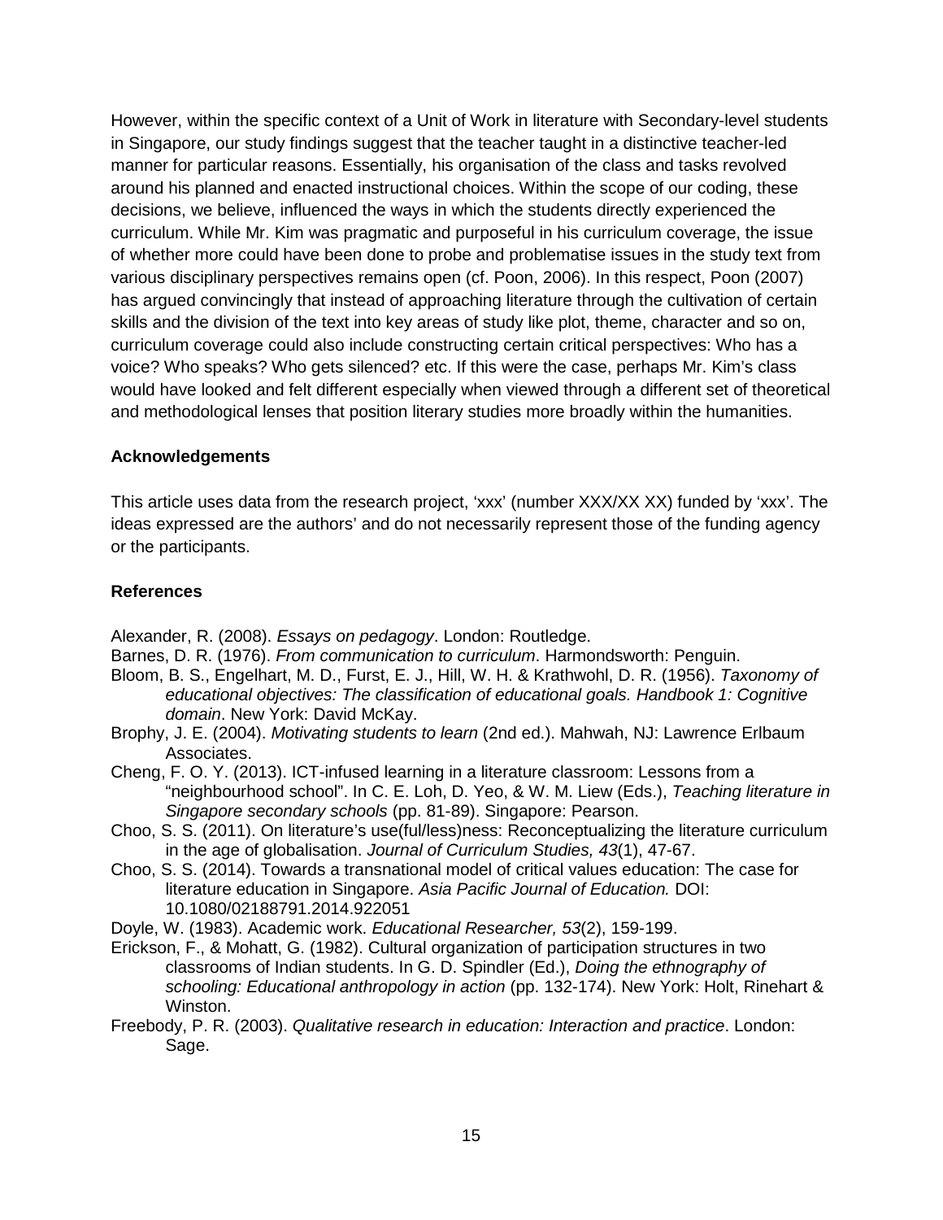However, within the specific context of a Unit of Work in literature with Secondary-level students in Singapore, our study findings suggest that the teacher taught in a distinctive teacher-led manner for particular reasons. Essentially, his organisation of the class and tasks revolved around his planned and enacted instructional choices. Within the scope of our coding, these decisions, we believe, influenced the ways in which the students directly experienced the curriculum. While Mr. Kim was pragmatic and purposeful in his curriculum coverage, the issue of whether more could have been done to probe and problematise issues in the study text from various disciplinary perspectives remains open (cf. Poon, 2006). In this respect, Poon (2007) has argued convincingly that instead of approaching literature through the cultivation of certain skills and the division of the text into key areas of study like plot, theme, character and so on, curriculum coverage could also include constructing certain critical perspectives: Who has a voice? Who speaks? Who gets silenced? etc. If this were the case, perhaps Mr. Kim's class would have looked and felt different especially when viewed through a different set of theoretical and methodological lenses that position literary studies more broadly within the humanities.

## Acknowledgements

This article uses data from the research project, 'xxx' (number XXX/XX XX) funded by 'xxx'. The ideas expressed are the authors' and do not necessarily represent those of the funding agency or the participants.

## References

Alexander, R. (2008). *Essays on pedagogy*. London: Routledge.

Barnes, D. R. (1976). *From communication to curriculum*. Harmondsworth: Penguin.

Bloom, B. S., Engelhart, M. D., Furst, E. J., Hill, W. H. & Krathwohl, D. R. (1956). *Taxonomy of educational objectives: The classification of educational goals. Handbook 1: Cognitive domain*. New York: David McKay.

Brophy, J. E. (2004). *Motivating students to learn* (2nd ed.). Mahwah, NJ: Lawrence Erlbaum Associates.

Cheng, F. O. Y. (2013). ICT-infused learning in a literature classroom: Lessons from a "neighbourhood school". In C. E. Loh, D. Yeo, & W. M. Liew (Eds.), *Teaching literature in Singapore secondary schools* (pp. 81-89). Singapore: Pearson.

Choo, S. S. (2011). On literature's use(ful/less)ness: Reconceptualizing the literature curriculum in the age of globalisation. *Journal of Curriculum Studies, 43*(1), 47-67.

Choo, S. S. (2014). Towards a transnational model of critical values education: The case for literature education in Singapore. *Asia Pacific Journal of Education.* DOI: 10.1080/02188791.2014.922051

Doyle, W. (1983). Academic work. *Educational Researcher, 53*(2), 159-199.

Erickson, F., & Mohatt, G. (1982). Cultural organization of participation structures in two classrooms of Indian students. In G. D. Spindler (Ed.), *Doing the ethnography of schooling: Educational anthropology in action* (pp. 132-174). New York: Holt, Rinehart & Winston.

Freebody, P. R. (2003). *Qualitative research in education: Interaction and practice*. London: Sage.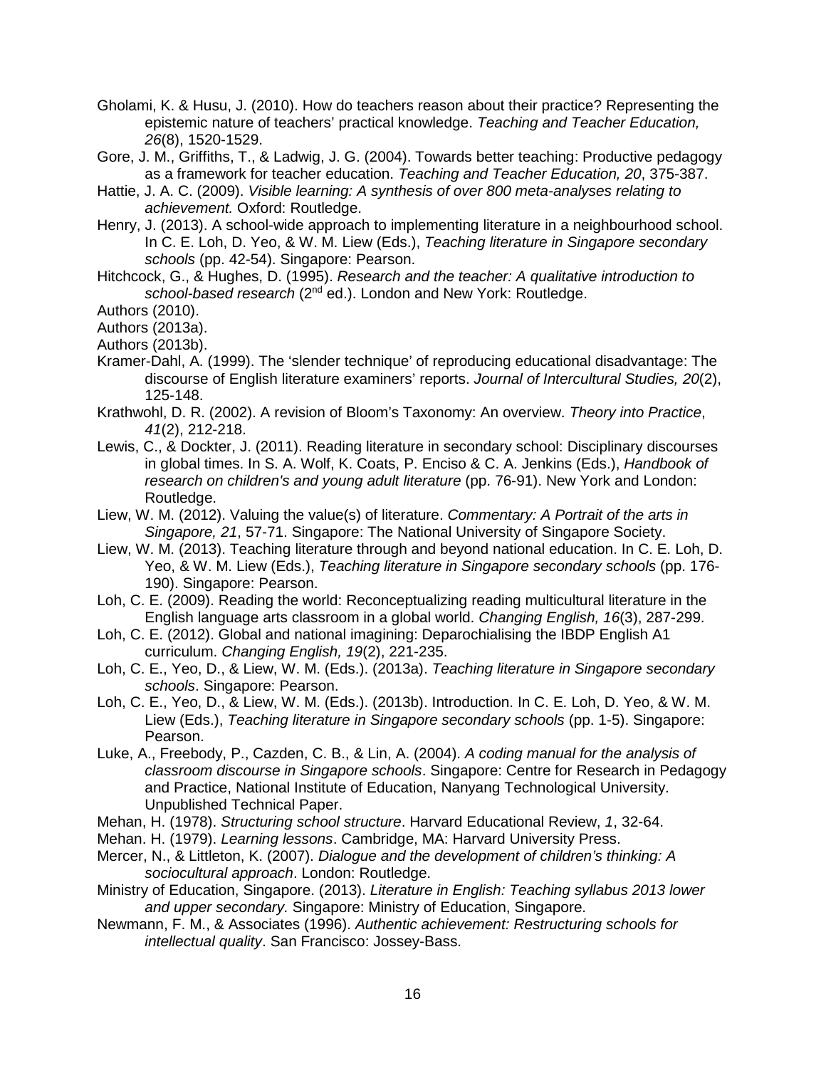Gholami, K. & Husu, J. (2010). How do teachers reason about their practice? Representing the epistemic nature of teachers' practical knowledge. *Teaching and Teacher Education, 26*(8), 1520-1529.

Gore, J. M., Griffiths, T., & Ladwig, J. G. (2004). Towards better teaching: Productive pedagogy as a framework for teacher education. *Teaching and Teacher Education, 20*, 375-387.

Hattie, J. A. C. (2009). *Visible learning: A synthesis of over 800 meta-analyses relating to achievement.* Oxford: Routledge.

Henry, J. (2013). A school-wide approach to implementing literature in a neighbourhood school. In C. E. Loh, D. Yeo, & W. M. Liew (Eds.), *Teaching literature in Singapore secondary schools* (pp. 42-54). Singapore: Pearson.

Hitchcock, G., & Hughes, D. (1995). *Research and the teacher: A qualitative introduction to school-based research* (2nd ed.). London and New York: Routledge.

Authors (2010).

Authors (2013a).

Authors (2013b).

Kramer-Dahl, A. (1999). The 'slender technique' of reproducing educational disadvantage: The discourse of English literature examiners' reports. *Journal of Intercultural Studies, 20*(2), 125-148.

Krathwohl, D. R. (2002). A revision of Bloom's Taxonomy: An overview. *Theory into Practice*, *41*(2), 212-218.

Lewis, C., & Dockter, J. (2011). Reading literature in secondary school: Disciplinary discourses in global times. In S. A. Wolf, K. Coats, P. Enciso & C. A. Jenkins (Eds.), *Handbook of research on children's and young adult literature* (pp. 76-91). New York and London: Routledge.

Liew, W. M. (2012). Valuing the value(s) of literature. *Commentary: A Portrait of the arts in Singapore, 21*, 57-71. Singapore: The National University of Singapore Society.

Liew, W. M. (2013). Teaching literature through and beyond national education. In C. E. Loh, D. Yeo, & W. M. Liew (Eds.), *Teaching literature in Singapore secondary schools* (pp. 176-190). Singapore: Pearson.

Loh, C. E. (2009). Reading the world: Reconceptualizing reading multicultural literature in the English language arts classroom in a global world. *Changing English, 16*(3), 287-299.

Loh, C. E. (2012). Global and national imagining: Deparochialising the IBDP English A1 curriculum. *Changing English, 19*(2), 221-235.

Loh, C. E., Yeo, D., & Liew, W. M. (Eds.). (2013a). *Teaching literature in Singapore secondary schools*. Singapore: Pearson.

Loh, C. E., Yeo, D., & Liew, W. M. (Eds.). (2013b). Introduction. In C. E. Loh, D. Yeo, & W. M. Liew (Eds.), *Teaching literature in Singapore secondary schools* (pp. 1-5). Singapore: Pearson.

Luke, A., Freebody, P., Cazden, C. B., & Lin, A. (2004). *A coding manual for the analysis of classroom discourse in Singapore schools*. Singapore: Centre for Research in Pedagogy and Practice, National Institute of Education, Nanyang Technological University. Unpublished Technical Paper.

Mehan, H. (1978). *Structuring school structure*. Harvard Educational Review, *1*, 32-64.

Mehan. H. (1979). *Learning lessons*. Cambridge, MA: Harvard University Press.

Mercer, N., & Littleton, K. (2007). *Dialogue and the development of children's thinking: A sociocultural approach*. London: Routledge.

Ministry of Education, Singapore. (2013). *Literature in English: Teaching syllabus 2013 lower and upper secondary.* Singapore: Ministry of Education, Singapore.

Newmann, F. M., & Associates (1996). *Authentic achievement: Restructuring schools for intellectual quality*. San Francisco: Jossey-Bass.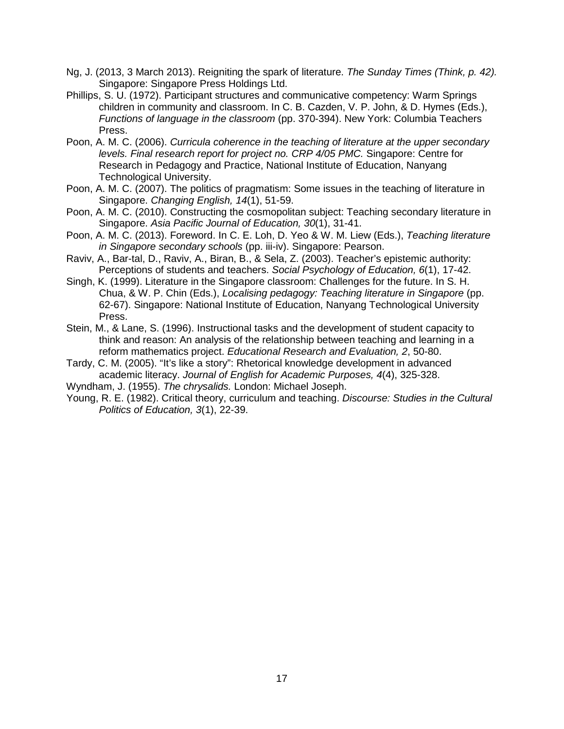Ng, J. (2013, 3 March 2013). Reigniting the spark of literature. *The Sunday Times (Think, p. 42).* Singapore: Singapore Press Holdings Ltd.

Phillips, S. U. (1972). Participant structures and communicative competency: Warm Springs children in community and classroom. In C. B. Cazden, V. P. John, & D. Hymes (Eds.), *Functions of language in the classroom* (pp. 370-394). New York: Columbia Teachers Press.

Poon, A. M. C. (2006). *Curricula coherence in the teaching of literature at the upper secondary levels. Final research report for project no. CRP 4/05 PMC.* Singapore: Centre for Research in Pedagogy and Practice, National Institute of Education, Nanyang Technological University.

Poon, A. M. C. (2007). The politics of pragmatism: Some issues in the teaching of literature in Singapore. *Changing English, 14*(1), 51-59.

Poon, A. M. C. (2010). Constructing the cosmopolitan subject: Teaching secondary literature in Singapore. *Asia Pacific Journal of Education, 30*(1), 31-41.

Poon, A. M. C. (2013). Foreword. In C. E. Loh, D. Yeo & W. M. Liew (Eds.), *Teaching literature in Singapore secondary schools* (pp. iii-iv). Singapore: Pearson.

Raviv, A., Bar-tal, D., Raviv, A., Biran, B., & Sela, Z. (2003). Teacher's epistemic authority: Perceptions of students and teachers. *Social Psychology of Education, 6*(1), 17-42.

Singh, K. (1999). Literature in the Singapore classroom: Challenges for the future. In S. H. Chua, & W. P. Chin (Eds.), *Localising pedagogy: Teaching literature in Singapore* (pp. 62-67). Singapore: National Institute of Education, Nanyang Technological University Press.

Stein, M., & Lane, S. (1996). Instructional tasks and the development of student capacity to think and reason: An analysis of the relationship between teaching and learning in a reform mathematics project. *Educational Research and Evaluation, 2*, 50-80.

Tardy, C. M. (2005). "It's like a story": Rhetorical knowledge development in advanced academic literacy. *Journal of English for Academic Purposes, 4*(4), 325-328.

Wyndham, J. (1955). *The chrysalids.* London: Michael Joseph.

Young, R. E. (1982). Critical theory, curriculum and teaching. *Discourse: Studies in the Cultural Politics of Education, 3*(1), 22-39.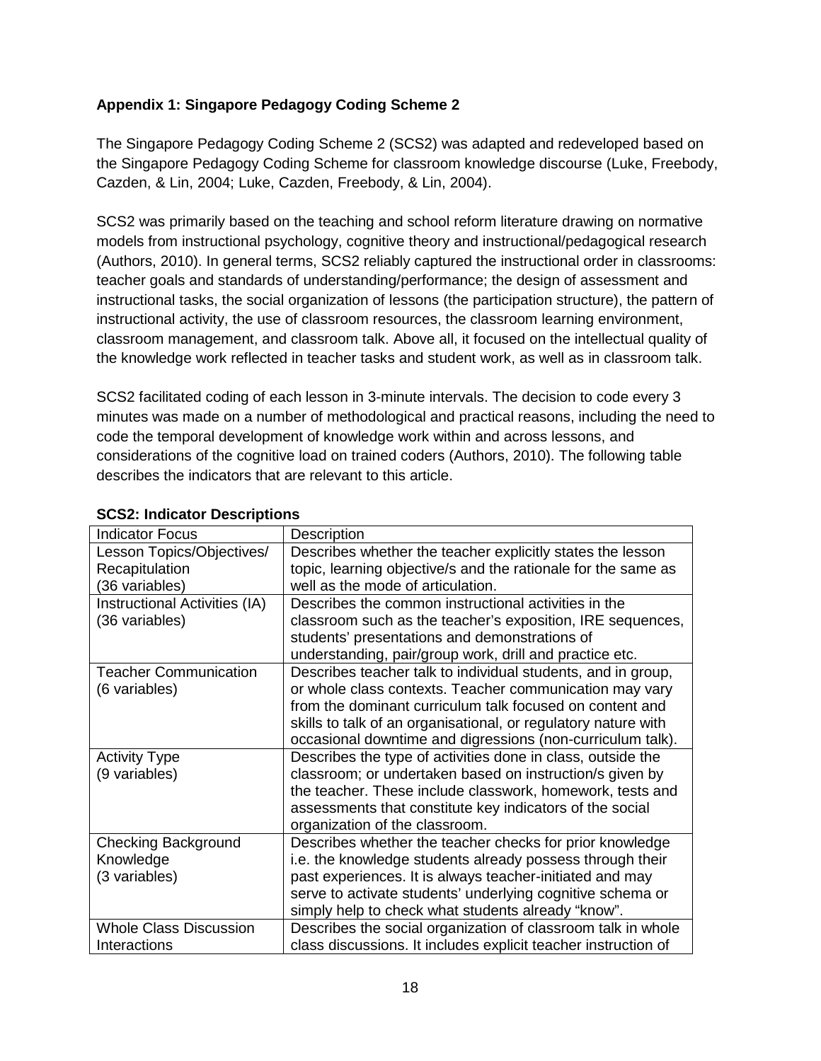**Appendix 1: Singapore Pedagogy Coding Scheme 2**

The Singapore Pedagogy Coding Scheme 2 (SCS2) was adapted and redeveloped based on the Singapore Pedagogy Coding Scheme for classroom knowledge discourse (Luke, Freebody, Cazden, & Lin, 2004; Luke, Cazden, Freebody, & Lin, 2004).

SCS2 was primarily based on the teaching and school reform literature drawing on normative models from instructional psychology, cognitive theory and instructional/pedagogical research (Authors, 2010). In general terms, SCS2 reliably captured the instructional order in classrooms: teacher goals and standards of understanding/performance; the design of assessment and instructional tasks, the social organization of lessons (the participation structure), the pattern of instructional activity, the use of classroom resources, the classroom learning environment, classroom management, and classroom talk. Above all, it focused on the intellectual quality of the knowledge work reflected in teacher tasks and student work, as well as in classroom talk.

SCS2 facilitated coding of each lesson in 3-minute intervals. The decision to code every 3 minutes was made on a number of methodological and practical reasons, including the need to code the temporal development of knowledge work within and across lessons, and considerations of the cognitive load on trained coders (Authors, 2010). The following table describes the indicators that are relevant to this article.

**SCS2: Indicator Descriptions**

| Indicator Focus | Description |
|---|---|
| Lesson Topics/Objectives/ Recapitulation (36 variables) | Describes whether the teacher explicitly states the lesson topic, learning objective/s and the rationale for the same as well as the mode of articulation. |
| Instructional Activities (IA) (36 variables) | Describes the common instructional activities in the classroom such as the teacher's exposition, IRE sequences, students' presentations and demonstrations of understanding, pair/group work, drill and practice etc. |
| Teacher Communication (6 variables) | Describes teacher talk to individual students, and in group, or whole class contexts. Teacher communication may vary from the dominant curriculum talk focused on content and skills to talk of an organisational, or regulatory nature with occasional downtime and digressions (non-curriculum talk). |
| Activity Type (9 variables) | Describes the type of activities done in class, outside the classroom; or undertaken based on instruction/s given by the teacher. These include classwork, homework, tests and assessments that constitute key indicators of the social organization of the classroom. |
| Checking Background Knowledge (3 variables) | Describes whether the teacher checks for prior knowledge i.e. the knowledge students already possess through their past experiences. It is always teacher-initiated and may serve to activate students' underlying cognitive schema or simply help to check what students already "know". |
| Whole Class Discussion Interactions | Describes the social organization of classroom talk in whole class discussions. It includes explicit teacher instruction of |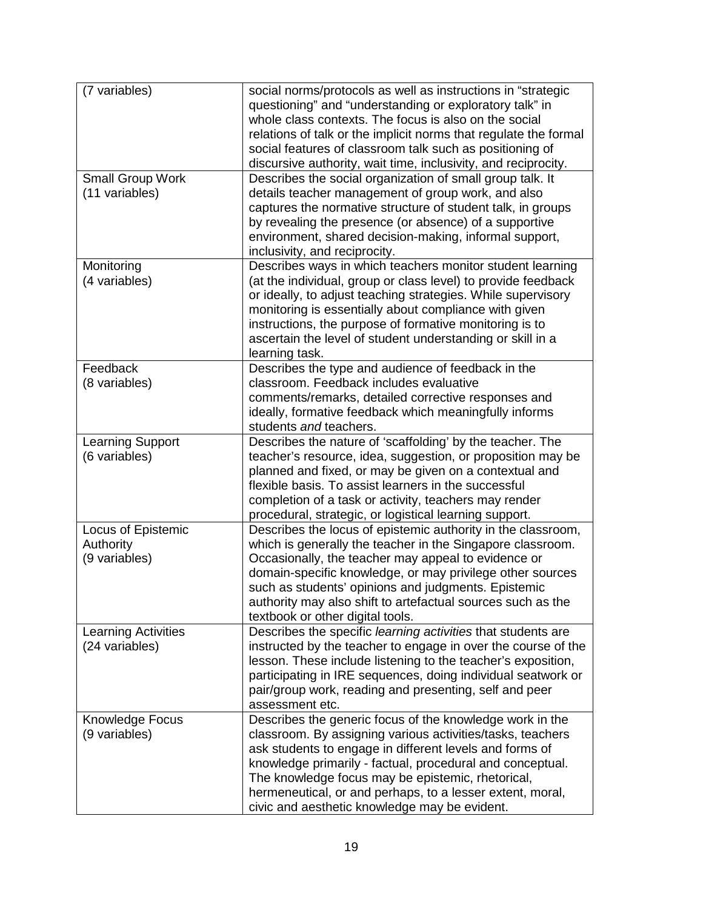| | |
|---|---|
| (7 variables) | social norms/protocols as well as instructions in "strategic questioning" and "understanding or exploratory talk" in whole class contexts. The focus is also on the social relations of talk or the implicit norms that regulate the formal social features of classroom talk such as positioning of discursive authority, wait time, inclusivity, and reciprocity. |
| Small Group Work (11 variables) | Describes the social organization of small group talk. It details teacher management of group work, and also captures the normative structure of student talk, in groups by revealing the presence (or absence) of a supportive environment, shared decision-making, informal support, inclusivity, and reciprocity. |
| Monitoring (4 variables) | Describes ways in which teachers monitor student learning (at the individual, group or class level) to provide feedback or ideally, to adjust teaching strategies. While supervisory monitoring is essentially about compliance with given instructions, the purpose of formative monitoring is to ascertain the level of student understanding or skill in a learning task. |
| Feedback (8 variables) | Describes the type and audience of feedback in the classroom. Feedback includes evaluative comments/remarks, detailed corrective responses and ideally, formative feedback which meaningfully informs students *and* teachers. |
| Learning Support (6 variables) | Describes the nature of 'scaffolding' by the teacher. The teacher's resource, idea, suggestion, or proposition may be planned and fixed, or may be given on a contextual and flexible basis. To assist learners in the successful completion of a task or activity, teachers may render procedural, strategic, or logistical learning support. |
| Locus of Epistemic Authority (9 variables) | Describes the locus of epistemic authority in the classroom, which is generally the teacher in the Singapore classroom. Occasionally, the teacher may appeal to evidence or domain-specific knowledge, or may privilege other sources such as students' opinions and judgments. Epistemic authority may also shift to artefactual sources such as the textbook or other digital tools. |
| Learning Activities (24 variables) | Describes the specific *learning activities* that students are instructed by the teacher to engage in over the course of the lesson. These include listening to the teacher's exposition, participating in IRE sequences, doing individual seatwork or pair/group work, reading and presenting, self and peer assessment etc. |
| Knowledge Focus (9 variables) | Describes the generic focus of the knowledge work in the classroom. By assigning various activities/tasks, teachers ask students to engage in different levels and forms of knowledge primarily - factual, procedural and conceptual. The knowledge focus may be epistemic, rhetorical, hermeneutical, or and perhaps, to a lesser extent, moral, civic and aesthetic knowledge may be evident. |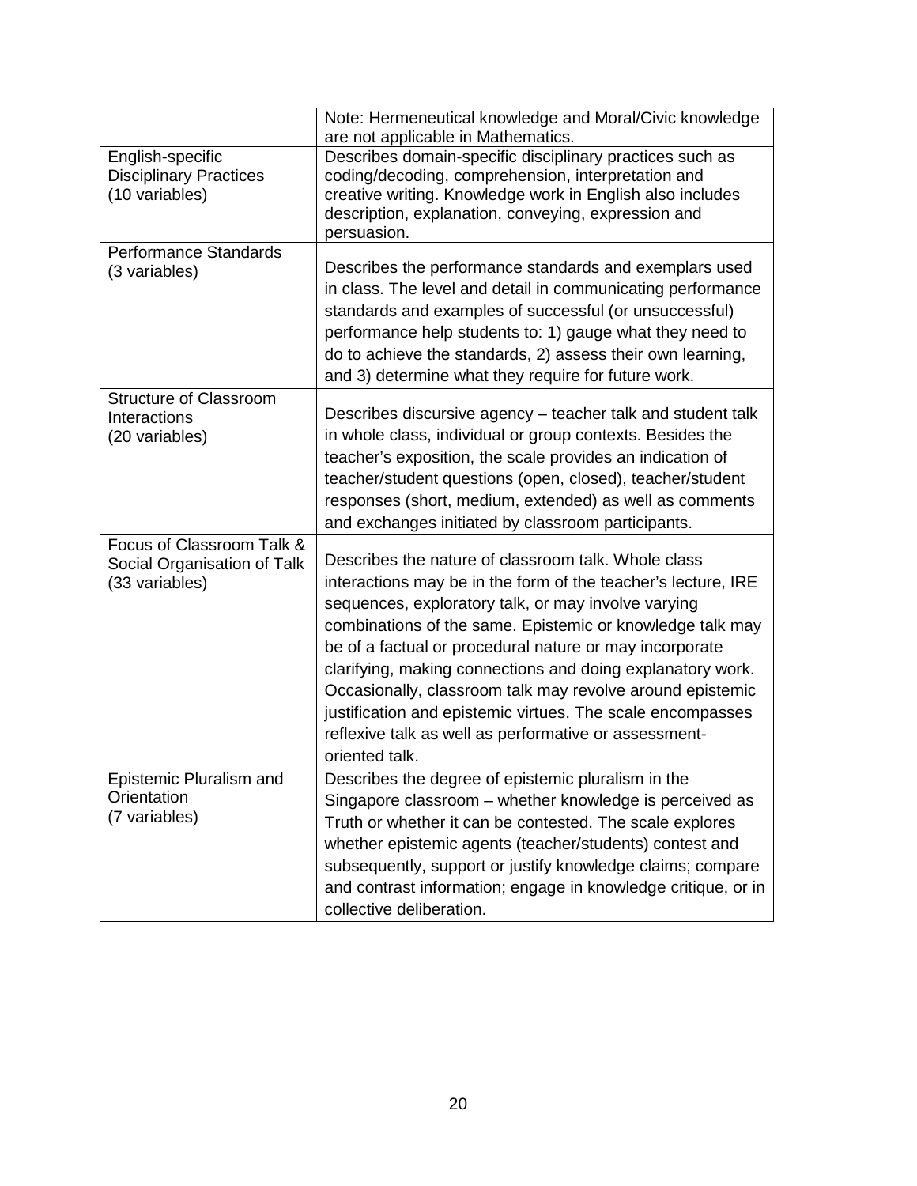| | |
|---|---|
| | Note: Hermeneutical knowledge and Moral/Civic knowledge are not applicable in Mathematics. |
| English-specific Disciplinary Practices (10 variables) | Describes domain-specific disciplinary practices such as coding/decoding, comprehension, interpretation and creative writing. Knowledge work in English also includes description, explanation, conveying, expression and persuasion. |
| Performance Standards (3 variables) | Describes the performance standards and exemplars used in class. The level and detail in communicating performance standards and examples of successful (or unsuccessful) performance help students to: 1) gauge what they need to do to achieve the standards, 2) assess their own learning, and 3) determine what they require for future work. |
| Structure of Classroom Interactions (20 variables) | Describes discursive agency – teacher talk and student talk in whole class, individual or group contexts. Besides the teacher's exposition, the scale provides an indication of teacher/student questions (open, closed), teacher/student responses (short, medium, extended) as well as comments and exchanges initiated by classroom participants. |
| Focus of Classroom Talk & Social Organisation of Talk (33 variables) | Describes the nature of classroom talk. Whole class interactions may be in the form of the teacher's lecture, IRE sequences, exploratory talk, or may involve varying combinations of the same. Epistemic or knowledge talk may be of a factual or procedural nature or may incorporate clarifying, making connections and doing explanatory work. Occasionally, classroom talk may revolve around epistemic justification and epistemic virtues. The scale encompasses reflexive talk as well as performative or assessment-oriented talk. |
| Epistemic Pluralism and Orientation (7 variables) | Describes the degree of epistemic pluralism in the Singapore classroom – whether knowledge is perceived as Truth or whether it can be contested. The scale explores whether epistemic agents (teacher/students) contest and subsequently, support or justify knowledge claims; compare and contrast information; engage in knowledge critique, or in collective deliberation. |